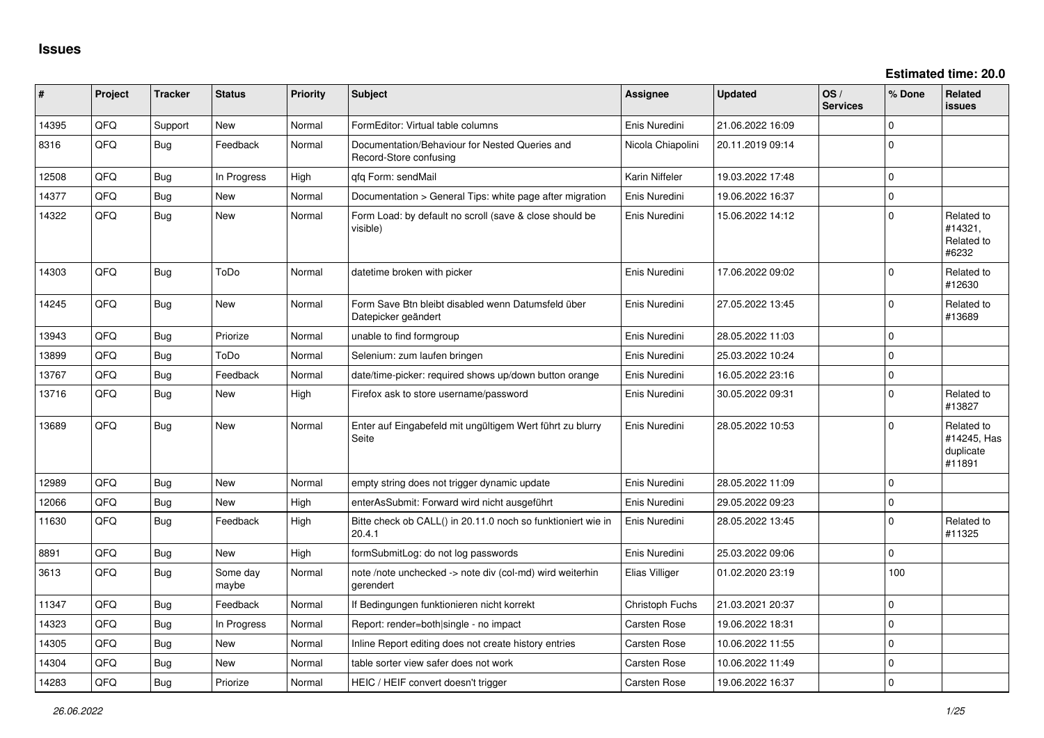# Issues

**Estimated time: 20.0**

| # | Project | Tracker | Status | Priority | Subject | Assignee | Updated | OS / Services | % Done | Related issues |
|---|---|---|---|---|---|---|---|---|---|---|
| 14395 | QFQ | Support | New | Normal | FormEditor: Virtual table columns | Enis Nuredini | 21.06.2022 16:09 | | 0 | |
| 8316 | QFQ | Bug | Feedback | Normal | Documentation/Behaviour for Nested Queries and Record-Store confusing | Nicola Chiapolini | 20.11.2019 09:14 | | 0 | |
| 12508 | QFQ | Bug | In Progress | High | qfq Form: sendMail | Karin Niffeler | 19.03.2022 17:48 | | 0 | |
| 14377 | QFQ | Bug | New | Normal | Documentation > General Tips: white page after migration | Enis Nuredini | 19.06.2022 16:37 | | 0 | |
| 14322 | QFQ | Bug | New | Normal | Form Load: by default no scroll (save & close should be visible) | Enis Nuredini | 15.06.2022 14:12 | | 0 | Related to #14321, Related to #6232 |
| 14303 | QFQ | Bug | ToDo | Normal | datetime broken with picker | Enis Nuredini | 17.06.2022 09:02 | | 0 | Related to #12630 |
| 14245 | QFQ | Bug | New | Normal | Form Save Btn bleibt disabled wenn Datumsfeld über Datepicker geändert | Enis Nuredini | 27.05.2022 13:45 | | 0 | Related to #13689 |
| 13943 | QFQ | Bug | Priorize | Normal | unable to find formgroup | Enis Nuredini | 28.05.2022 11:03 | | 0 | |
| 13899 | QFQ | Bug | ToDo | Normal | Selenium: zum laufen bringen | Enis Nuredini | 25.03.2022 10:24 | | 0 | |
| 13767 | QFQ | Bug | Feedback | Normal | date/time-picker: required shows up/down button orange | Enis Nuredini | 16.05.2022 23:16 | | 0 | |
| 13716 | QFQ | Bug | New | High | Firefox ask to store username/password | Enis Nuredini | 30.05.2022 09:31 | | 0 | Related to #13827 |
| 13689 | QFQ | Bug | New | Normal | Enter auf Eingabefeld mit ungültigem Wert führt zu blurry Seite | Enis Nuredini | 28.05.2022 10:53 | | 0 | Related to #14245, Has duplicate #11891 |
| 12989 | QFQ | Bug | New | Normal | empty string does not trigger dynamic update | Enis Nuredini | 28.05.2022 11:09 | | 0 | |
| 12066 | QFQ | Bug | New | High | enterAsSubmit: Forward wird nicht ausgeführt | Enis Nuredini | 29.05.2022 09:23 | | 0 | |
| 11630 | QFQ | Bug | Feedback | High | Bitte check ob CALL() in 20.11.0 noch so funktioniert wie in 20.4.1 | Enis Nuredini | 28.05.2022 13:45 | | 0 | Related to #11325 |
| 8891 | QFQ | Bug | New | High | formSubmitLog: do not log passwords | Enis Nuredini | 25.03.2022 09:06 | | 0 | |
| 3613 | QFQ | Bug | Some day maybe | Normal | note /note unchecked -> note div (col-md) wird weiterhin gerendert | Elias Villiger | 01.02.2020 23:19 | | 100 | |
| 11347 | QFQ | Bug | Feedback | Normal | If Bedingungen funktionieren nicht korrekt | Christoph Fuchs | 21.03.2021 20:37 | | 0 | |
| 14323 | QFQ | Bug | In Progress | Normal | Report: render=both\|single - no impact | Carsten Rose | 19.06.2022 18:31 | | 0 | |
| 14305 | QFQ | Bug | New | Normal | Inline Report editing does not create history entries | Carsten Rose | 10.06.2022 11:55 | | 0 | |
| 14304 | QFQ | Bug | New | Normal | table sorter view safer does not work | Carsten Rose | 10.06.2022 11:49 | | 0 | |
| 14283 | QFQ | Bug | Priorize | Normal | HEIC / HEIF convert doesn't trigger | Carsten Rose | 19.06.2022 16:37 | | 0 | |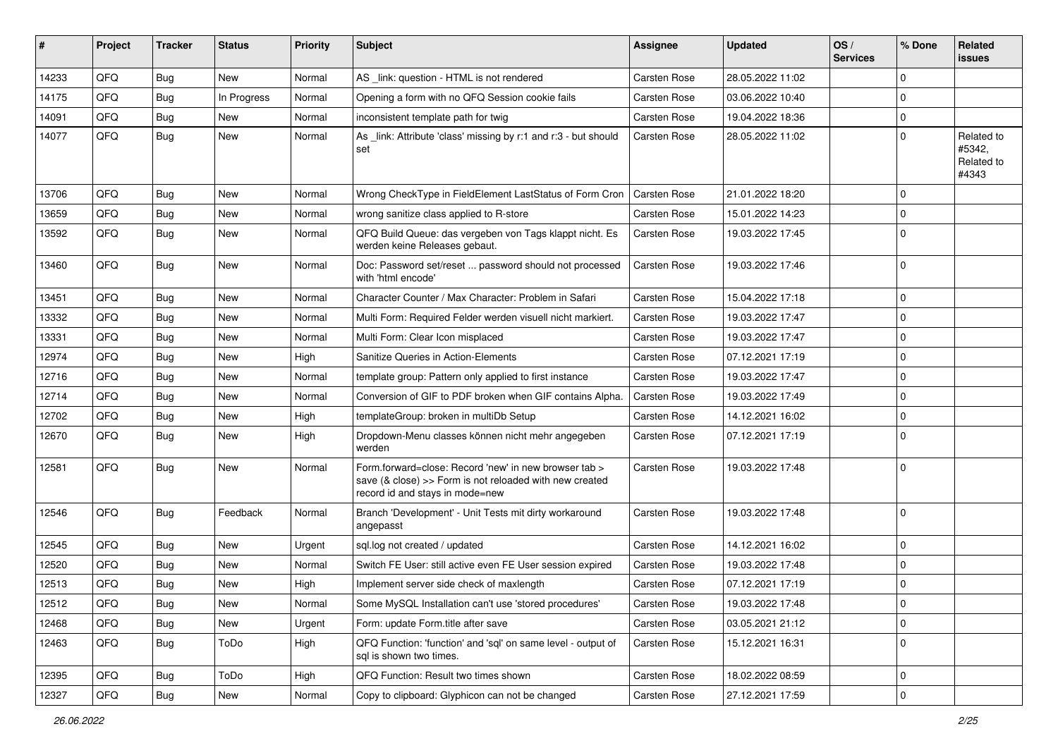| # | Project | Tracker | Status | Priority | Subject | Assignee | Updated | OS / Services | % Done | Related issues |
|---|---|---|---|---|---|---|---|---|---|---|
| 14233 | QFQ | Bug | New | Normal | AS _link: question - HTML is not rendered | Carsten Rose | 28.05.2022 11:02 | | 0 | |
| 14175 | QFQ | Bug | In Progress | Normal | Opening a form with no QFQ Session cookie fails | Carsten Rose | 03.06.2022 10:40 | | 0 | |
| 14091 | QFQ | Bug | New | Normal | inconsistent template path for twig | Carsten Rose | 19.04.2022 18:36 | | 0 | |
| 14077 | QFQ | Bug | New | Normal | As _link: Attribute 'class' missing by r:1 and r:3 - but should set | Carsten Rose | 28.05.2022 11:02 | | 0 | Related to #5342, Related to #4343 |
| 13706 | QFQ | Bug | New | Normal | Wrong CheckType in FieldElement LastStatus of Form Cron | Carsten Rose | 21.01.2022 18:20 | | 0 | |
| 13659 | QFQ | Bug | New | Normal | wrong sanitize class applied to R-store | Carsten Rose | 15.01.2022 14:23 | | 0 | |
| 13592 | QFQ | Bug | New | Normal | QFQ Build Queue: das vergeben von Tags klappt nicht. Es werden keine Releases gebaut. | Carsten Rose | 19.03.2022 17:45 | | 0 | |
| 13460 | QFQ | Bug | New | Normal | Doc: Password set/reset ... password should not processed with 'html encode' | Carsten Rose | 19.03.2022 17:46 | | 0 | |
| 13451 | QFQ | Bug | New | Normal | Character Counter / Max Character: Problem in Safari | Carsten Rose | 15.04.2022 17:18 | | 0 | |
| 13332 | QFQ | Bug | New | Normal | Multi Form: Required Felder werden visuell nicht markiert. | Carsten Rose | 19.03.2022 17:47 | | 0 | |
| 13331 | QFQ | Bug | New | Normal | Multi Form: Clear Icon misplaced | Carsten Rose | 19.03.2022 17:47 | | 0 | |
| 12974 | QFQ | Bug | New | High | Sanitize Queries in Action-Elements | Carsten Rose | 07.12.2021 17:19 | | 0 | |
| 12716 | QFQ | Bug | New | Normal | template group: Pattern only applied to first instance | Carsten Rose | 19.03.2022 17:47 | | 0 | |
| 12714 | QFQ | Bug | New | Normal | Conversion of GIF to PDF broken when GIF contains Alpha. | Carsten Rose | 19.03.2022 17:49 | | 0 | |
| 12702 | QFQ | Bug | New | High | templateGroup: broken in multiDb Setup | Carsten Rose | 14.12.2021 16:02 | | 0 | |
| 12670 | QFQ | Bug | New | High | Dropdown-Menu classes können nicht mehr angegeben werden | Carsten Rose | 07.12.2021 17:19 | | 0 | |
| 12581 | QFQ | Bug | New | Normal | Form.forward=close: Record 'new' in new browser tab > save (& close) >> Form is not reloaded with new created record id and stays in mode=new | Carsten Rose | 19.03.2022 17:48 | | 0 | |
| 12546 | QFQ | Bug | Feedback | Normal | Branch 'Development' - Unit Tests mit dirty workaround angepasst | Carsten Rose | 19.03.2022 17:48 | | 0 | |
| 12545 | QFQ | Bug | New | Urgent | sql.log not created / updated | Carsten Rose | 14.12.2021 16:02 | | 0 | |
| 12520 | QFQ | Bug | New | Normal | Switch FE User: still active even FE User session expired | Carsten Rose | 19.03.2022 17:48 | | 0 | |
| 12513 | QFQ | Bug | New | High | Implement server side check of maxlength | Carsten Rose | 07.12.2021 17:19 | | 0 | |
| 12512 | QFQ | Bug | New | Normal | Some MySQL Installation can't use 'stored procedures' | Carsten Rose | 19.03.2022 17:48 | | 0 | |
| 12468 | QFQ | Bug | New | Urgent | Form: update Form.title after save | Carsten Rose | 03.05.2021 21:12 | | 0 | |
| 12463 | QFQ | Bug | ToDo | High | QFQ Function: 'function' and 'sql' on same level - output of sql is shown two times. | Carsten Rose | 15.12.2021 16:31 | | 0 | |
| 12395 | QFQ | Bug | ToDo | High | QFQ Function: Result two times shown | Carsten Rose | 18.02.2022 08:59 | | 0 | |
| 12327 | QFQ | Bug | New | Normal | Copy to clipboard: Glyphicon can not be changed | Carsten Rose | 27.12.2021 17:59 | | 0 | |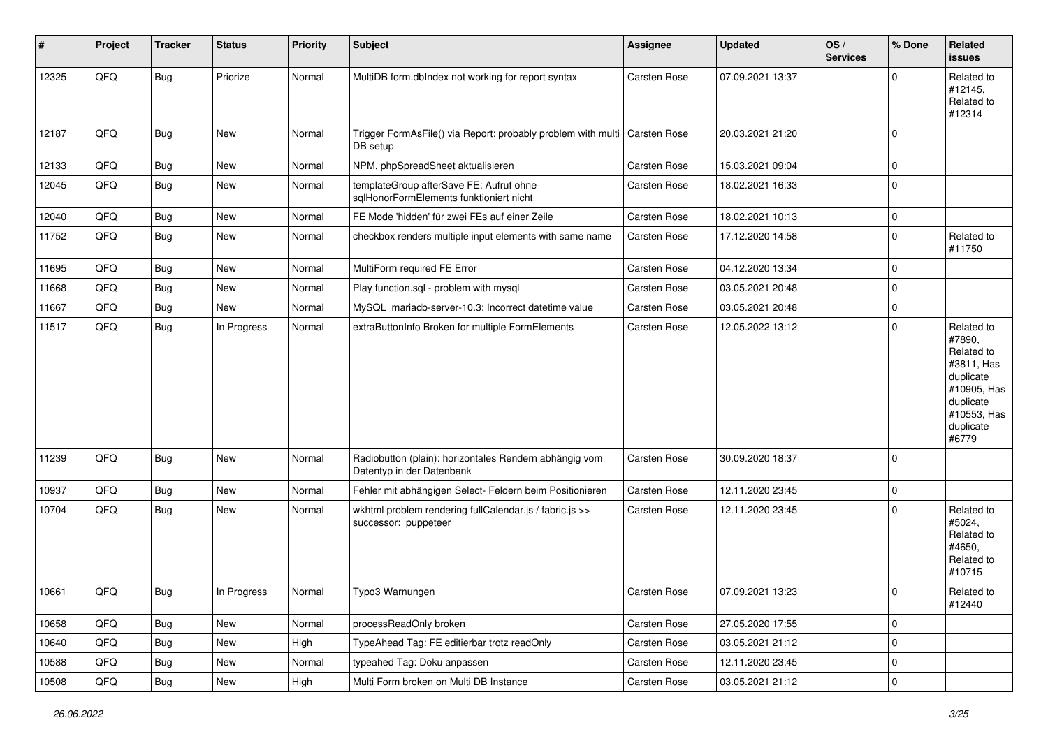| # | Project | Tracker | Status | Priority | Subject | Assignee | Updated | OS / Services | % Done | Related issues |
|---|---|---|---|---|---|---|---|---|---|---|
| 12325 | QFQ | Bug | Priorize | Normal | MultiDB form.dbIndex not working for report syntax | Carsten Rose | 07.09.2021 13:37 | | 0 | Related to #12145, Related to #12314 |
| 12187 | QFQ | Bug | New | Normal | Trigger FormAsFile() via Report: probably problem with multi DB setup | Carsten Rose | 20.03.2021 21:20 | | 0 | |
| 12133 | QFQ | Bug | New | Normal | NPM, phpSpreadSheet aktualisieren | Carsten Rose | 15.03.2021 09:04 | | 0 | |
| 12045 | QFQ | Bug | New | Normal | templateGroup afterSave FE: Aufruf ohne sqlHonorFormElements funktioniert nicht | Carsten Rose | 18.02.2021 16:33 | | 0 | |
| 12040 | QFQ | Bug | New | Normal | FE Mode 'hidden' für zwei FEs auf einer Zeile | Carsten Rose | 18.02.2021 10:13 | | 0 | |
| 11752 | QFQ | Bug | New | Normal | checkbox renders multiple input elements with same name | Carsten Rose | 17.12.2020 14:58 | | 0 | Related to #11750 |
| 11695 | QFQ | Bug | New | Normal | MultiForm required FE Error | Carsten Rose | 04.12.2020 13:34 | | 0 | |
| 11668 | QFQ | Bug | New | Normal | Play function.sql - problem with mysql | Carsten Rose | 03.05.2021 20:48 | | 0 | |
| 11667 | QFQ | Bug | New | Normal | MySQL mariadb-server-10.3: Incorrect datetime value | Carsten Rose | 03.05.2021 20:48 | | 0 | |
| 11517 | QFQ | Bug | In Progress | Normal | extraButtonInfo Broken for multiple FormElements | Carsten Rose | 12.05.2022 13:12 | | 0 | Related to #7890, Related to #3811, Has duplicate #10905, Has duplicate #10553, Has duplicate #6779 |
| 11239 | QFQ | Bug | New | Normal | Radiobutton (plain): horizontales Rendern abhängig vom Datentyp in der Datenbank | Carsten Rose | 30.09.2020 18:37 | | 0 | |
| 10937 | QFQ | Bug | New | Normal | Fehler mit abhängigen Select- Feldern beim Positionieren | Carsten Rose | 12.11.2020 23:45 | | 0 | |
| 10704 | QFQ | Bug | New | Normal | wkhtml problem rendering fullCalendar.js / fabric.js >> successor: puppeteer | Carsten Rose | 12.11.2020 23:45 | | 0 | Related to #5024, Related to #4650, Related to #10715 |
| 10661 | QFQ | Bug | In Progress | Normal | Typo3 Warnungen | Carsten Rose | 07.09.2021 13:23 | | 0 | Related to #12440 |
| 10658 | QFQ | Bug | New | Normal | processReadOnly broken | Carsten Rose | 27.05.2020 17:55 | | 0 | |
| 10640 | QFQ | Bug | New | High | TypeAhead Tag: FE editierbar trotz readOnly | Carsten Rose | 03.05.2021 21:12 | | 0 | |
| 10588 | QFQ | Bug | New | Normal | typeahed Tag: Doku anpassen | Carsten Rose | 12.11.2020 23:45 | | 0 | |
| 10508 | QFQ | Bug | New | High | Multi Form broken on Multi DB Instance | Carsten Rose | 03.05.2021 21:12 | | 0 | |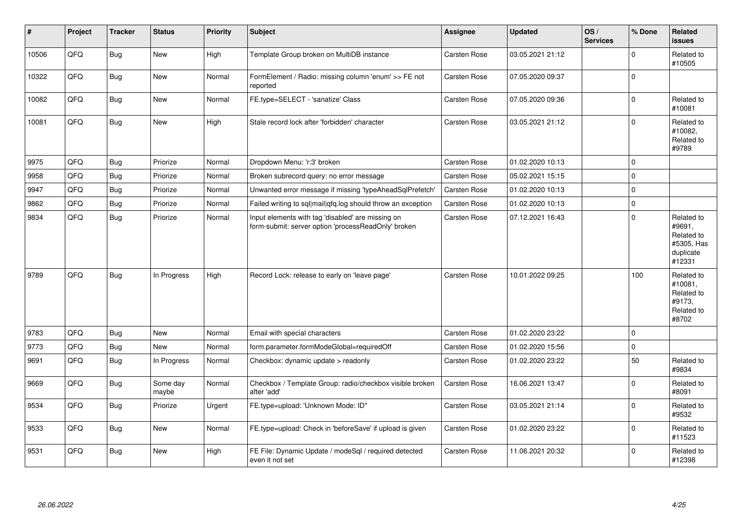| # | Project | Tracker | Status | Priority | Subject | Assignee | Updated | OS / Services | % Done | Related issues |
|---|---|---|---|---|---|---|---|---|---|---|
| 10506 | QFQ | Bug | New | High | Template Group broken on MultiDB instance | Carsten Rose | 03.05.2021 21:12 | | 0 | Related to #10505 |
| 10322 | QFQ | Bug | New | Normal | FormElement / Radio: missing column 'enum' >> FE not reported | Carsten Rose | 07.05.2020 09:37 | | 0 | |
| 10082 | QFQ | Bug | New | Normal | FE.type=SELECT - 'sanatize' Class | Carsten Rose | 07.05.2020 09:36 | | 0 | Related to #10081 |
| 10081 | QFQ | Bug | New | High | Stale record lock after 'forbidden' character | Carsten Rose | 03.05.2021 21:12 | | 0 | Related to #10082, Related to #9789 |
| 9975 | QFQ | Bug | Priorize | Normal | Dropdown Menu: 'r:3' broken | Carsten Rose | 01.02.2020 10:13 | | 0 | |
| 9958 | QFQ | Bug | Priorize | Normal | Broken subrecord query: no error message | Carsten Rose | 05.02.2021 15:15 | | 0 | |
| 9947 | QFQ | Bug | Priorize | Normal | Unwanted error message if missing 'typeAheadSqlPrefetch' | Carsten Rose | 01.02.2020 10:13 | | 0 | |
| 9862 | QFQ | Bug | Priorize | Normal | Failed writing to sql\|mail\|qfq.log should throw an exception | Carsten Rose | 01.02.2020 10:13 | | 0 | |
| 9834 | QFQ | Bug | Priorize | Normal | Input elements with tag 'disabled' are missing on form-submit: server option 'processReadOnly' broken | Carsten Rose | 07.12.2021 16:43 | | 0 | Related to #9691, Related to #5305, Has duplicate #12331 |
| 9789 | QFQ | Bug | In Progress | High | Record Lock: release to early on 'leave page' | Carsten Rose | 10.01.2022 09:25 | | 100 | Related to #10081, Related to #9173, Related to #8702 |
| 9783 | QFQ | Bug | New | Normal | Email with special characters | Carsten Rose | 01.02.2020 23:22 | | 0 | |
| 9773 | QFQ | Bug | New | Normal | form.parameter.formModeGlobal=requiredOff | Carsten Rose | 01.02.2020 15:56 | | 0 | |
| 9691 | QFQ | Bug | In Progress | Normal | Checkbox: dynamic update > readonly | Carsten Rose | 01.02.2020 23:22 | | 50 | Related to #9834 |
| 9669 | QFQ | Bug | Some day maybe | Normal | Checkbox / Template Group: radio/checkbox visible broken after 'add' | Carsten Rose | 16.06.2021 13:47 | | 0 | Related to #8091 |
| 9534 | QFQ | Bug | Priorize | Urgent | FE.type=upload: 'Unknown Mode: ID" | Carsten Rose | 03.05.2021 21:14 | | 0 | Related to #9532 |
| 9533 | QFQ | Bug | New | Normal | FE.type=upload: Check in 'beforeSave' if upload is given | Carsten Rose | 01.02.2020 23:22 | | 0 | Related to #11523 |
| 9531 | QFQ | Bug | New | High | FE File: Dynamic Update / modeSql / required detected even it not set | Carsten Rose | 11.06.2021 20:32 | | 0 | Related to #12398 |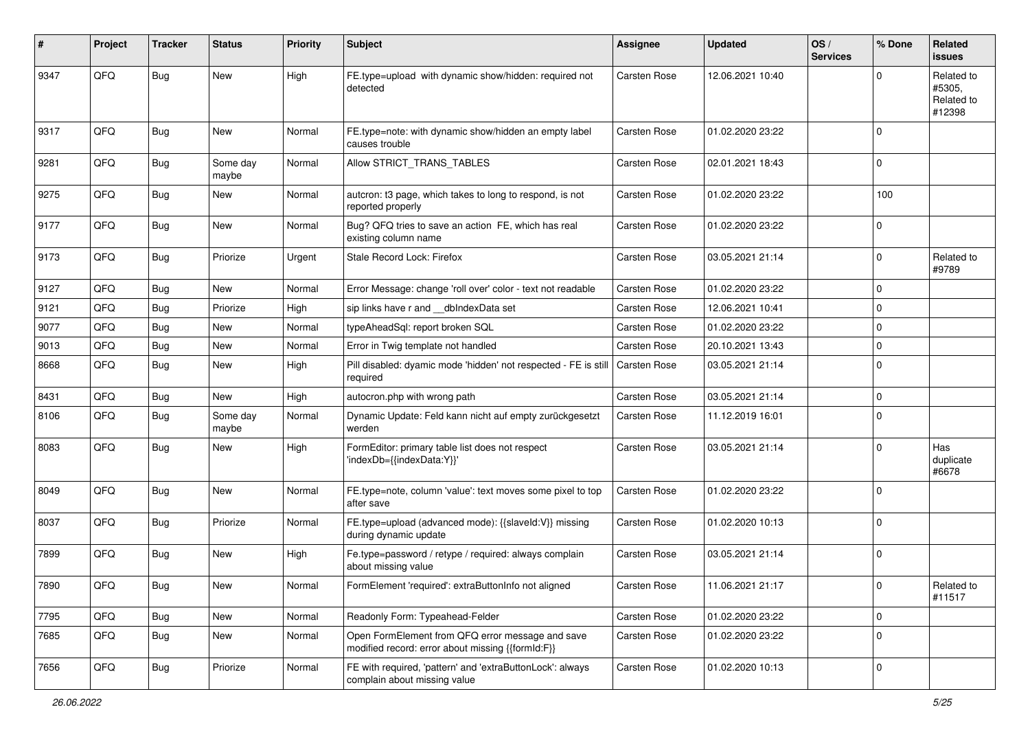| # | Project | Tracker | Status | Priority | Subject | Assignee | Updated | OS / Services | % Done | Related issues |
|---|---|---|---|---|---|---|---|---|---|---|
| 9347 | QFQ | Bug | New | High | FE.type=upload with dynamic show/hidden: required not detected | Carsten Rose | 12.06.2021 10:40 | | 0 | Related to #5305, Related to #12398 |
| 9317 | QFQ | Bug | New | Normal | FE.type=note: with dynamic show/hidden an empty label causes trouble | Carsten Rose | 01.02.2020 23:22 | | 0 | |
| 9281 | QFQ | Bug | Some day maybe | Normal | Allow STRICT_TRANS_TABLES | Carsten Rose | 02.01.2021 18:43 | | 0 | |
| 9275 | QFQ | Bug | New | Normal | autcron: t3 page, which takes to long to respond, is not reported properly | Carsten Rose | 01.02.2020 23:22 | | 100 | |
| 9177 | QFQ | Bug | New | Normal | Bug? QFQ tries to save an action FE, which has real existing column name | Carsten Rose | 01.02.2020 23:22 | | 0 | |
| 9173 | QFQ | Bug | Priorize | Urgent | Stale Record Lock: Firefox | Carsten Rose | 03.05.2021 21:14 | | 0 | Related to #9789 |
| 9127 | QFQ | Bug | New | Normal | Error Message: change 'roll over' color - text not readable | Carsten Rose | 01.02.2020 23:22 | | 0 | |
| 9121 | QFQ | Bug | Priorize | High | sip links have r and __dbIndexData set | Carsten Rose | 12.06.2021 10:41 | | 0 | |
| 9077 | QFQ | Bug | New | Normal | typeAheadSql: report broken SQL | Carsten Rose | 01.02.2020 23:22 | | 0 | |
| 9013 | QFQ | Bug | New | Normal | Error in Twig template not handled | Carsten Rose | 20.10.2021 13:43 | | 0 | |
| 8668 | QFQ | Bug | New | High | Pill disabled: dyamic mode 'hidden' not respected - FE is still required | Carsten Rose | 03.05.2021 21:14 | | 0 | |
| 8431 | QFQ | Bug | New | High | autocron.php with wrong path | Carsten Rose | 03.05.2021 21:14 | | 0 | |
| 8106 | QFQ | Bug | Some day maybe | Normal | Dynamic Update: Feld kann nicht auf empty zurückgesetzt werden | Carsten Rose | 11.12.2019 16:01 | | 0 | |
| 8083 | QFQ | Bug | New | High | FormEditor: primary table list does not respect 'indexDb={{indexData:Y}}' | Carsten Rose | 03.05.2021 21:14 | | 0 | Has duplicate #6678 |
| 8049 | QFQ | Bug | New | Normal | FE.type=note, column 'value': text moves some pixel to top after save | Carsten Rose | 01.02.2020 23:22 | | 0 | |
| 8037 | QFQ | Bug | Priorize | Normal | FE.type=upload (advanced mode): {{slaveId:V}} missing during dynamic update | Carsten Rose | 01.02.2020 10:13 | | 0 | |
| 7899 | QFQ | Bug | New | High | Fe.type=password / retype / required: always complain about missing value | Carsten Rose | 03.05.2021 21:14 | | 0 | |
| 7890 | QFQ | Bug | New | Normal | FormElement 'required': extraButtonInfo not aligned | Carsten Rose | 11.06.2021 21:17 | | 0 | Related to #11517 |
| 7795 | QFQ | Bug | New | Normal | Readonly Form: Typeahead-Felder | Carsten Rose | 01.02.2020 23:22 | | 0 | |
| 7685 | QFQ | Bug | New | Normal | Open FormElement from QFQ error message and save modified record: error about missing {{formId:F}} | Carsten Rose | 01.02.2020 23:22 | | 0 | |
| 7656 | QFQ | Bug | Priorize | Normal | FE with required, 'pattern' and 'extraButtonLock': always complain about missing value | Carsten Rose | 01.02.2020 10:13 | | 0 | |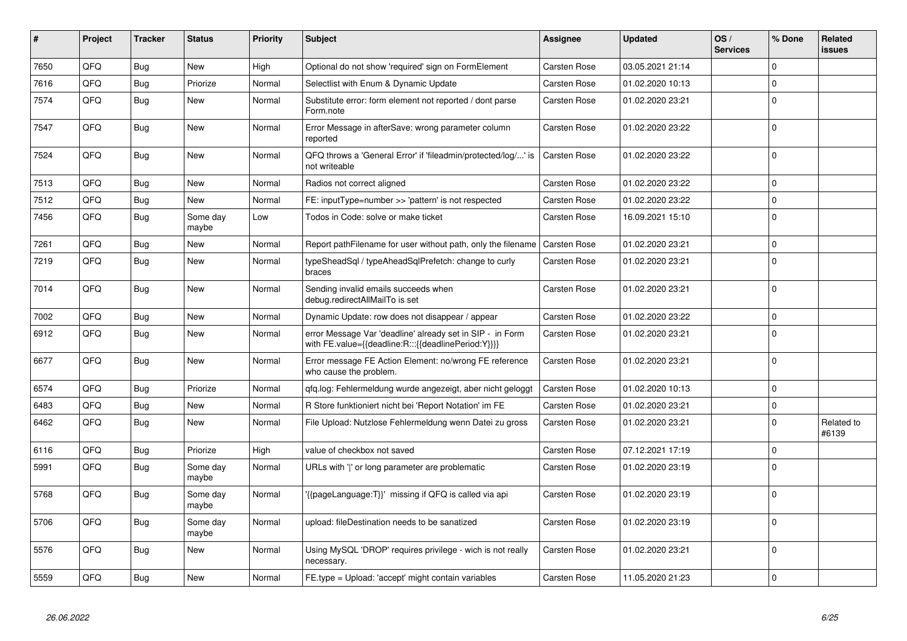| # | Project | Tracker | Status | Priority | Subject | Assignee | Updated | OS / Services | % Done | Related issues |
|---|---|---|---|---|---|---|---|---|---|---|
| 7650 | QFQ | Bug | New | High | Optional do not show 'required' sign on FormElement | Carsten Rose | 03.05.2021 21:14 | | 0 | |
| 7616 | QFQ | Bug | Priorize | Normal | Selectlist with Enum & Dynamic Update | Carsten Rose | 01.02.2020 10:13 | | 0 | |
| 7574 | QFQ | Bug | New | Normal | Substitute error: form element not reported / dont parse Form.note | Carsten Rose | 01.02.2020 23:21 | | 0 | |
| 7547 | QFQ | Bug | New | Normal | Error Message in afterSave: wrong parameter column reported | Carsten Rose | 01.02.2020 23:22 | | 0 | |
| 7524 | QFQ | Bug | New | Normal | QFQ throws a 'General Error' if 'fileadmin/protected/log/...' is not writeable | Carsten Rose | 01.02.2020 23:22 | | 0 | |
| 7513 | QFQ | Bug | New | Normal | Radios not correct aligned | Carsten Rose | 01.02.2020 23:22 | | 0 | |
| 7512 | QFQ | Bug | New | Normal | FE: inputType=number >> 'pattern' is not respected | Carsten Rose | 01.02.2020 23:22 | | 0 | |
| 7456 | QFQ | Bug | Some day maybe | Low | Todos in Code: solve or make ticket | Carsten Rose | 16.09.2021 15:10 | | 0 | |
| 7261 | QFQ | Bug | New | Normal | Report pathFilename for user without path, only the filename | Carsten Rose | 01.02.2020 23:21 | | 0 | |
| 7219 | QFQ | Bug | New | Normal | typeSheadSql / typeAheadSqlPrefetch: change to curly braces | Carsten Rose | 01.02.2020 23:21 | | 0 | |
| 7014 | QFQ | Bug | New | Normal | Sending invalid emails succeeds when debug.redirectAllMailTo is set | Carsten Rose | 01.02.2020 23:21 | | 0 | |
| 7002 | QFQ | Bug | New | Normal | Dynamic Update: row does not disappear / appear | Carsten Rose | 01.02.2020 23:22 | | 0 | |
| 6912 | QFQ | Bug | New | Normal | error Message Var 'deadline' already set in SIP - in Form with FE.value={{deadline:R:::{{deadlinePeriod:Y}}}} | Carsten Rose | 01.02.2020 23:21 | | 0 | |
| 6677 | QFQ | Bug | New | Normal | Error message FE Action Element: no/wrong FE reference who cause the problem. | Carsten Rose | 01.02.2020 23:21 | | 0 | |
| 6574 | QFQ | Bug | Priorize | Normal | qfq.log: Fehlermeldung wurde angezeigt, aber nicht geloggt | Carsten Rose | 01.02.2020 10:13 | | 0 | |
| 6483 | QFQ | Bug | New | Normal | R Store funktioniert nicht bei 'Report Notation' im FE | Carsten Rose | 01.02.2020 23:21 | | 0 | |
| 6462 | QFQ | Bug | New | Normal | File Upload: Nutzlose Fehlermeldung wenn Datei zu gross | Carsten Rose | 01.02.2020 23:21 | | 0 | Related to #6139 |
| 6116 | QFQ | Bug | Priorize | High | value of checkbox not saved | Carsten Rose | 07.12.2021 17:19 | | 0 | |
| 5991 | QFQ | Bug | Some day maybe | Normal | URLs with ' ' or long parameter are problematic | Carsten Rose | 01.02.2020 23:19 | | 0 | |
| 5768 | QFQ | Bug | Some day maybe | Normal | '{{pageLanguage:T}}' missing if QFQ is called via api | Carsten Rose | 01.02.2020 23:19 | | 0 | |
| 5706 | QFQ | Bug | Some day maybe | Normal | upload: fileDestination needs to be sanatized | Carsten Rose | 01.02.2020 23:19 | | 0 | |
| 5576 | QFQ | Bug | New | Normal | Using MySQL 'DROP' requires privilege - wich is not really necessary. | Carsten Rose | 01.02.2020 23:21 | | 0 | |
| 5559 | QFQ | Bug | New | Normal | FE.type = Upload: 'accept' might contain variables | Carsten Rose | 11.05.2020 21:23 | | 0 | |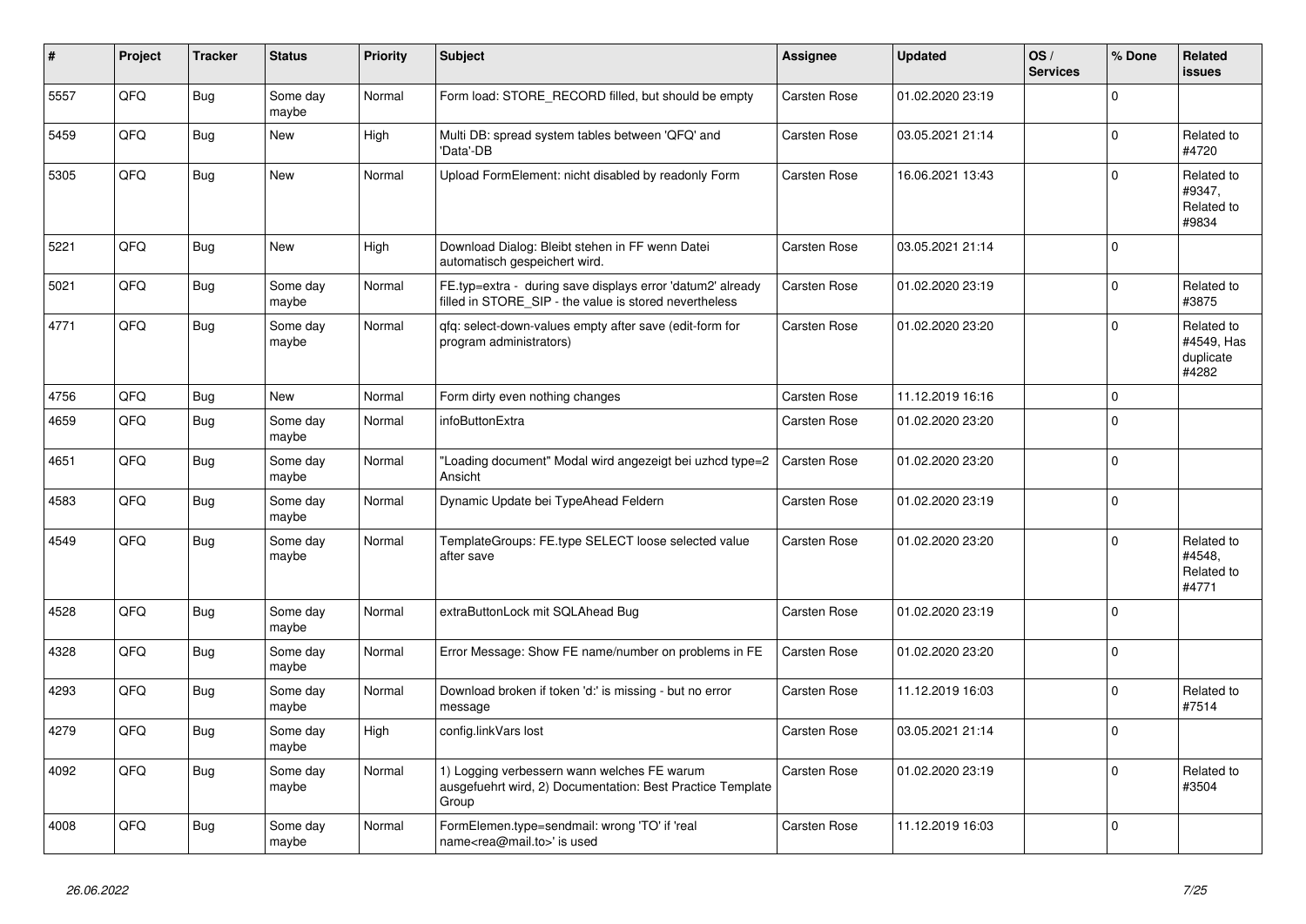| # | Project | Tracker | Status | Priority | Subject | Assignee | Updated | OS / Services | % Done | Related issues |
|---|---|---|---|---|---|---|---|---|---|---|
| 5557 | QFQ | Bug | Some day maybe | Normal | Form load: STORE_RECORD filled, but should be empty | Carsten Rose | 01.02.2020 23:19 | | 0 | |
| 5459 | QFQ | Bug | New | High | Multi DB: spread system tables between 'QFQ' and 'Data'-DB | Carsten Rose | 03.05.2021 21:14 | | 0 | Related to #4720 |
| 5305 | QFQ | Bug | New | Normal | Upload FormElement: nicht disabled by readonly Form | Carsten Rose | 16.06.2021 13:43 | | 0 | Related to #9347, Related to #9834 |
| 5221 | QFQ | Bug | New | High | Download Dialog: Bleibt stehen in FF wenn Datei automatisch gespeichert wird. | Carsten Rose | 03.05.2021 21:14 | | 0 | |
| 5021 | QFQ | Bug | Some day maybe | Normal | FE.typ=extra - during save displays error 'datum2' already filled in STORE_SIP - the value is stored nevertheless | Carsten Rose | 01.02.2020 23:19 | | 0 | Related to #3875 |
| 4771 | QFQ | Bug | Some day maybe | Normal | qfq: select-down-values empty after save (edit-form for program administrators) | Carsten Rose | 01.02.2020 23:20 | | 0 | Related to #4549, Has duplicate #4282 |
| 4756 | QFQ | Bug | New | Normal | Form dirty even nothing changes | Carsten Rose | 11.12.2019 16:16 | | 0 | |
| 4659 | QFQ | Bug | Some day maybe | Normal | infoButtonExtra | Carsten Rose | 01.02.2020 23:20 | | 0 | |
| 4651 | QFQ | Bug | Some day maybe | Normal | "Loading document" Modal wird angezeigt bei uzhcd type=2 Ansicht | Carsten Rose | 01.02.2020 23:20 | | 0 | |
| 4583 | QFQ | Bug | Some day maybe | Normal | Dynamic Update bei TypeAhead Feldern | Carsten Rose | 01.02.2020 23:19 | | 0 | |
| 4549 | QFQ | Bug | Some day maybe | Normal | TemplateGroups: FE.type SELECT loose selected value after save | Carsten Rose | 01.02.2020 23:20 | | 0 | Related to #4548, Related to #4771 |
| 4528 | QFQ | Bug | Some day maybe | Normal | extraButtonLock mit SQLAhead Bug | Carsten Rose | 01.02.2020 23:19 | | 0 | |
| 4328 | QFQ | Bug | Some day maybe | Normal | Error Message: Show FE name/number on problems in FE | Carsten Rose | 01.02.2020 23:20 | | 0 | |
| 4293 | QFQ | Bug | Some day maybe | Normal | Download broken if token 'd:' is missing - but no error message | Carsten Rose | 11.12.2019 16:03 | | 0 | Related to #7514 |
| 4279 | QFQ | Bug | Some day maybe | High | config.linkVars lost | Carsten Rose | 03.05.2021 21:14 | | 0 | |
| 4092 | QFQ | Bug | Some day maybe | Normal | 1) Logging verbessern wann welches FE warum ausgefuehrt wird, 2) Documentation: Best Practice Template Group | Carsten Rose | 01.02.2020 23:19 | | 0 | Related to #3504 |
| 4008 | QFQ | Bug | Some day maybe | Normal | FormElemen.type=sendmail: wrong 'TO' if 'real name<rea@mail.to>' is used | Carsten Rose | 11.12.2019 16:03 | | 0 | |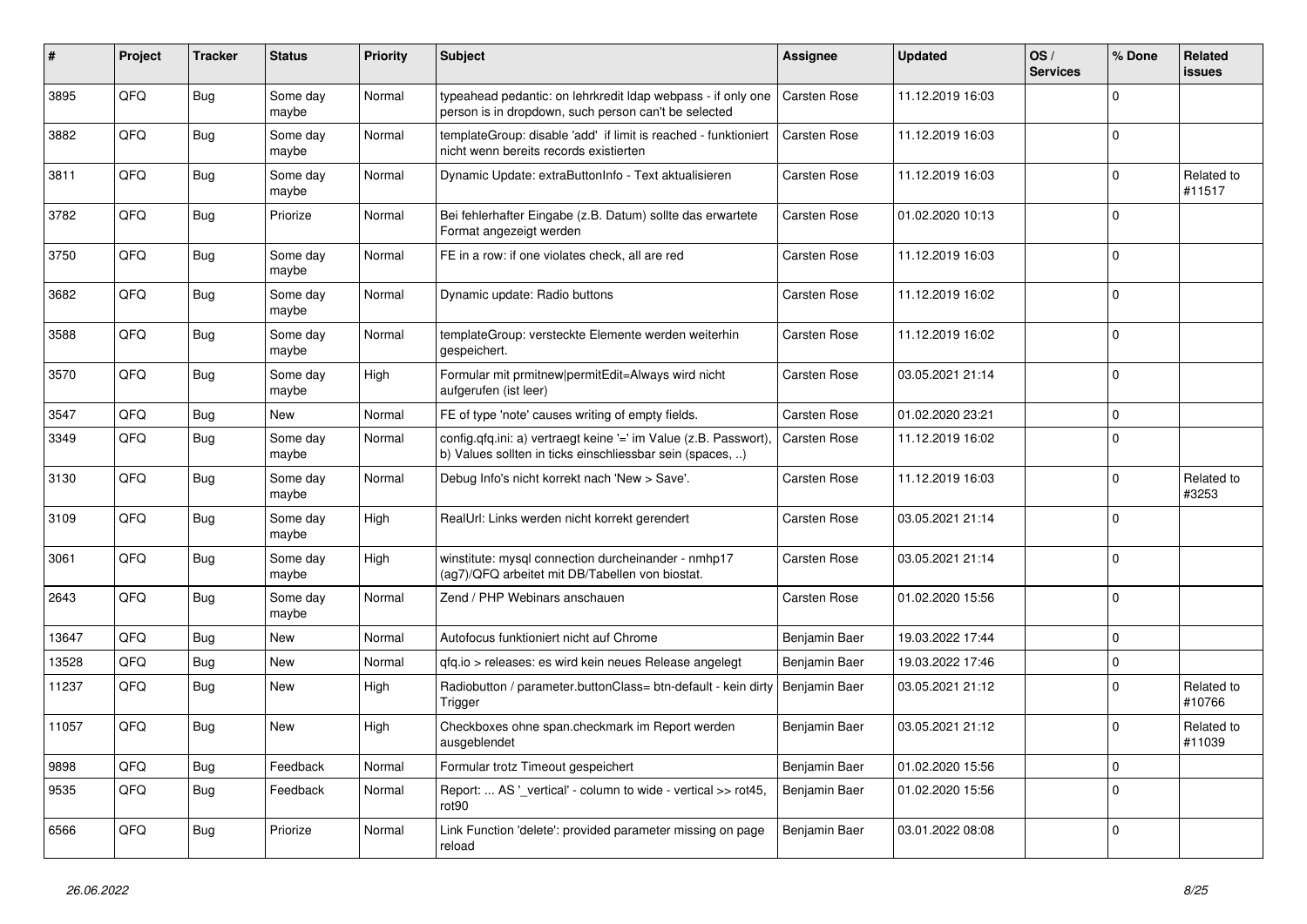| # | Project | Tracker | Status | Priority | Subject | Assignee | Updated | OS / Services | % Done | Related issues |
|---|---|---|---|---|---|---|---|---|---|---|
| 3895 | QFQ | Bug | Some day maybe | Normal | typeahead pedantic: on lehrkredit ldap webpass - if only one person is in dropdown, such person can't be selected | Carsten Rose | 11.12.2019 16:03 | | 0 | |
| 3882 | QFQ | Bug | Some day maybe | Normal | templateGroup: disable 'add' if limit is reached - funktioniert nicht wenn bereits records existierten | Carsten Rose | 11.12.2019 16:03 | | 0 | |
| 3811 | QFQ | Bug | Some day maybe | Normal | Dynamic Update: extraButtonInfo - Text aktualisieren | Carsten Rose | 11.12.2019 16:03 | | 0 | Related to #11517 |
| 3782 | QFQ | Bug | Priorize | Normal | Bei fehlerhafter Eingabe (z.B. Datum) sollte das erwartete Format angezeigt werden | Carsten Rose | 01.02.2020 10:13 | | 0 | |
| 3750 | QFQ | Bug | Some day maybe | Normal | FE in a row: if one violates check, all are red | Carsten Rose | 11.12.2019 16:03 | | 0 | |
| 3682 | QFQ | Bug | Some day maybe | Normal | Dynamic update: Radio buttons | Carsten Rose | 11.12.2019 16:02 | | 0 | |
| 3588 | QFQ | Bug | Some day maybe | Normal | templateGroup: versteckte Elemente werden weiterhin gespeichert. | Carsten Rose | 11.12.2019 16:02 | | 0 | |
| 3570 | QFQ | Bug | Some day maybe | High | Formular mit prmitnew\|permitEdit=Always wird nicht aufgerufen (ist leer) | Carsten Rose | 03.05.2021 21:14 | | 0 | |
| 3547 | QFQ | Bug | New | Normal | FE of type 'note' causes writing of empty fields. | Carsten Rose | 01.02.2020 23:21 | | 0 | |
| 3349 | QFQ | Bug | Some day maybe | Normal | config.qfq.ini: a) vertraegt keine '=' im Value (z.B. Passwort), b) Values sollten in ticks einschliessbar sein (spaces, ..) | Carsten Rose | 11.12.2019 16:02 | | 0 | |
| 3130 | QFQ | Bug | Some day maybe | Normal | Debug Info's nicht korrekt nach 'New > Save'. | Carsten Rose | 11.12.2019 16:03 | | 0 | Related to #3253 |
| 3109 | QFQ | Bug | Some day maybe | High | RealUrl: Links werden nicht korrekt gerendert | Carsten Rose | 03.05.2021 21:14 | | 0 | |
| 3061 | QFQ | Bug | Some day maybe | High | winstitute: mysql connection durcheinander - nmhp17 (ag7)/QFQ arbeitet mit DB/Tabellen von biostat. | Carsten Rose | 03.05.2021 21:14 | | 0 | |
| 2643 | QFQ | Bug | Some day maybe | Normal | Zend / PHP Webinars anschauen | Carsten Rose | 01.02.2020 15:56 | | 0 | |
| 13647 | QFQ | Bug | New | Normal | Autofocus funktioniert nicht auf Chrome | Benjamin Baer | 19.03.2022 17:44 | | 0 | |
| 13528 | QFQ | Bug | New | Normal | qfq.io > releases: es wird kein neues Release angelegt | Benjamin Baer | 19.03.2022 17:46 | | 0 | |
| 11237 | QFQ | Bug | New | High | Radiobutton / parameter.buttonClass= btn-default - kein dirty Trigger | Benjamin Baer | 03.05.2021 21:12 | | 0 | Related to #10766 |
| 11057 | QFQ | Bug | New | High | Checkboxes ohne span.checkmark im Report werden ausgeblendet | Benjamin Baer | 03.05.2021 21:12 | | 0 | Related to #11039 |
| 9898 | QFQ | Bug | Feedback | Normal | Formular trotz Timeout gespeichert | Benjamin Baer | 01.02.2020 15:56 | | 0 | |
| 9535 | QFQ | Bug | Feedback | Normal | Report: ... AS '_vertical' - column to wide - vertical >> rot45, rot90 | Benjamin Baer | 01.02.2020 15:56 | | 0 | |
| 6566 | QFQ | Bug | Priorize | Normal | Link Function 'delete': provided parameter missing on page reload | Benjamin Baer | 03.01.2022 08:08 | | 0 | |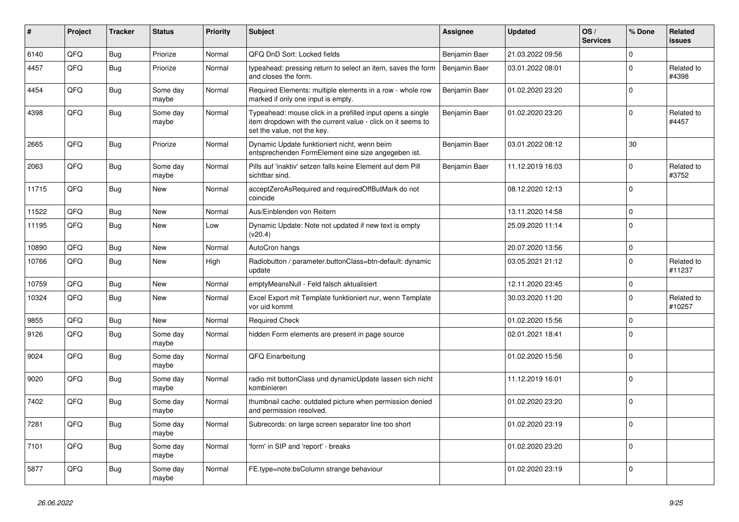| # | Project | Tracker | Status | Priority | Subject | Assignee | Updated | OS / Services | % Done | Related issues |
|---|---|---|---|---|---|---|---|---|---|---|
| 6140 | QFQ | Bug | Priorize | Normal | QFQ DnD Sort: Locked fields | Benjamin Baer | 21.03.2022 09:56 | | 0 | |
| 4457 | QFQ | Bug | Priorize | Normal | typeahead: pressing return to select an item, saves the form and closes the form. | Benjamin Baer | 03.01.2022 08:01 | | 0 | Related to #4398 |
| 4454 | QFQ | Bug | Some day maybe | Normal | Required Elements: multiple elements in a row - whole row marked if only one input is empty. | Benjamin Baer | 01.02.2020 23:20 | | 0 | |
| 4398 | QFQ | Bug | Some day maybe | Normal | Typeahead: mouse click in a prefilled input opens a single item dropdown with the current value - click on it seems to set the value, not the key. | Benjamin Baer | 01.02.2020 23:20 | | 0 | Related to #4457 |
| 2665 | QFQ | Bug | Priorize | Normal | Dynamic Update funktioniert nicht, wenn beim entsprechenden FormElement eine size angegeben ist. | Benjamin Baer | 03.01.2022 08:12 | | 30 | |
| 2063 | QFQ | Bug | Some day maybe | Normal | Pills auf 'inaktiv' setzen falls keine Element auf dem Pill sichtbar sind. | Benjamin Baer | 11.12.2019 16:03 | | 0 | Related to #3752 |
| 11715 | QFQ | Bug | New | Normal | acceptZeroAsRequired and requiredOffButMark do not coincide | | 08.12.2020 12:13 | | 0 | |
| 11522 | QFQ | Bug | New | Normal | Aus/Einblenden von Reitern | | 13.11.2020 14:58 | | 0 | |
| 11195 | QFQ | Bug | New | Low | Dynamic Update: Note not updated if new text is empty (v20.4) | | 25.09.2020 11:14 | | 0 | |
| 10890 | QFQ | Bug | New | Normal | AutoCron hangs | | 20.07.2020 13:56 | | 0 | |
| 10766 | QFQ | Bug | New | High | Radiobutton / parameter.buttonClass=btn-default: dynamic update | | 03.05.2021 21:12 | | 0 | Related to #11237 |
| 10759 | QFQ | Bug | New | Normal | emptyMeansNull - Feld falsch aktualisiert | | 12.11.2020 23:45 | | 0 | |
| 10324 | QFQ | Bug | New | Normal | Excel Export mit Template funktioniert nur, wenn Template vor uid kommt | | 30.03.2020 11:20 | | 0 | Related to #10257 |
| 9855 | QFQ | Bug | New | Normal | Required Check | | 01.02.2020 15:56 | | 0 | |
| 9126 | QFQ | Bug | Some day maybe | Normal | hidden Form elements are present in page source | | 02.01.2021 18:41 | | 0 | |
| 9024 | QFQ | Bug | Some day maybe | Normal | QFQ Einarbeitung | | 01.02.2020 15:56 | | 0 | |
| 9020 | QFQ | Bug | Some day maybe | Normal | radio mit buttonClass und dynamicUpdate lassen sich nicht kombinieren | | 11.12.2019 16:01 | | 0 | |
| 7402 | QFQ | Bug | Some day maybe | Normal | thumbnail cache: outdated picture when permission denied and permission resolved. | | 01.02.2020 23:20 | | 0 | |
| 7281 | QFQ | Bug | Some day maybe | Normal | Subrecords: on large screen separator line too short | | 01.02.2020 23:19 | | 0 | |
| 7101 | QFQ | Bug | Some day maybe | Normal | 'form' in SIP and 'report' - breaks | | 01.02.2020 23:20 | | 0 | |
| 5877 | QFQ | Bug | Some day maybe | Normal | FE.type=note:bsColumn strange behaviour | | 01.02.2020 23:19 | | 0 | |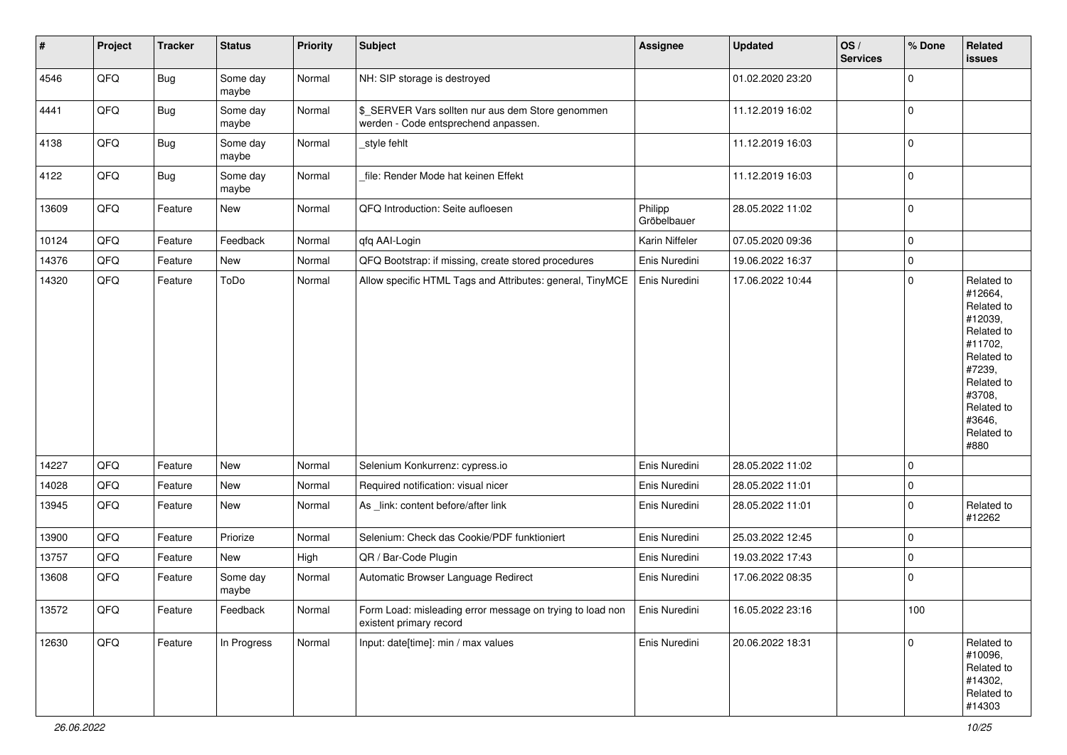| # | Project | Tracker | Status | Priority | Subject | Assignee | Updated | OS / Services | % Done | Related issues |
|---|---|---|---|---|---|---|---|---|---|---|
| 4546 | QFQ | Bug | Some day maybe | Normal | NH: SIP storage is destroyed | | 01.02.2020 23:20 | | 0 | |
| 4441 | QFQ | Bug | Some day maybe | Normal | $_SERVER Vars sollten nur aus dem Store genommen werden - Code entsprechend anpassen. | | 11.12.2019 16:02 | | 0 | |
| 4138 | QFQ | Bug | Some day maybe | Normal | _style fehlt | | 11.12.2019 16:03 | | 0 | |
| 4122 | QFQ | Bug | Some day maybe | Normal | _file: Render Mode hat keinen Effekt | | 11.12.2019 16:03 | | 0 | |
| 13609 | QFQ | Feature | New | Normal | QFQ Introduction: Seite aufloesen | Philipp Gröbelbauer | 28.05.2022 11:02 | | 0 | |
| 10124 | QFQ | Feature | Feedback | Normal | qfq AAI-Login | Karin Niffeler | 07.05.2020 09:36 | | 0 | |
| 14376 | QFQ | Feature | New | Normal | QFQ Bootstrap: if missing, create stored procedures | Enis Nuredini | 19.06.2022 16:37 | | 0 | |
| 14320 | QFQ | Feature | ToDo | Normal | Allow specific HTML Tags and Attributes: general, TinyMCE | Enis Nuredini | 17.06.2022 10:44 | | 0 | Related to #12664, Related to #12039, Related to #11702, Related to #7239, Related to #3708, Related to #3646, Related to #880 |
| 14227 | QFQ | Feature | New | Normal | Selenium Konkurrenz: cypress.io | Enis Nuredini | 28.05.2022 11:02 | | 0 | |
| 14028 | QFQ | Feature | New | Normal | Required notification: visual nicer | Enis Nuredini | 28.05.2022 11:01 | | 0 | |
| 13945 | QFQ | Feature | New | Normal | As _link: content before/after link | Enis Nuredini | 28.05.2022 11:01 | | 0 | Related to #12262 |
| 13900 | QFQ | Feature | Priorize | Normal | Selenium: Check das Cookie/PDF funktioniert | Enis Nuredini | 25.03.2022 12:45 | | 0 | |
| 13757 | QFQ | Feature | New | High | QR / Bar-Code Plugin | Enis Nuredini | 19.03.2022 17:43 | | 0 | |
| 13608 | QFQ | Feature | Some day maybe | Normal | Automatic Browser Language Redirect | Enis Nuredini | 17.06.2022 08:35 | | 0 | |
| 13572 | QFQ | Feature | Feedback | Normal | Form Load: misleading error message on trying to load non existent primary record | Enis Nuredini | 16.05.2022 23:16 | | 100 | |
| 12630 | QFQ | Feature | In Progress | Normal | Input: date[time]: min / max values | Enis Nuredini | 20.06.2022 18:31 | | 0 | Related to #10096, Related to #14302, Related to #14303 |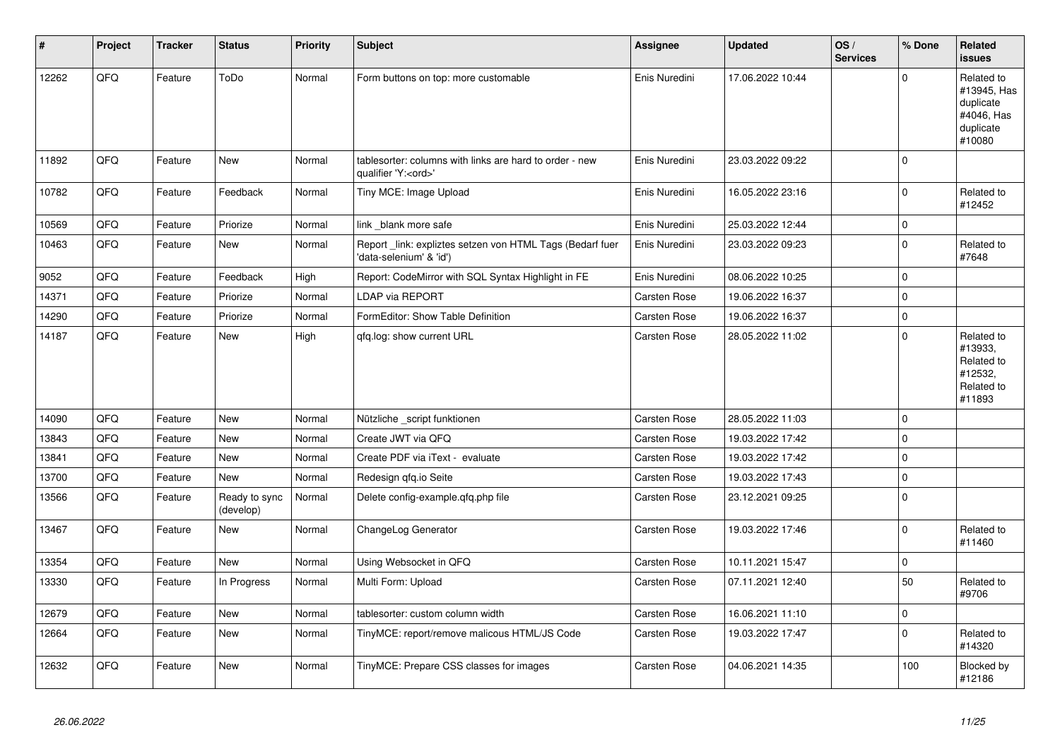| # | Project | Tracker | Status | Priority | Subject | Assignee | Updated | OS / Services | % Done | Related issues |
|---|---|---|---|---|---|---|---|---|---|---|
| 12262 | QFQ | Feature | ToDo | Normal | Form buttons on top: more customable | Enis Nuredini | 17.06.2022 10:44 | | 0 | Related to #13945, Has duplicate #4046, Has duplicate #10080 |
| 11892 | QFQ | Feature | New | Normal | tablesorter: columns with links are hard to order - new qualifier 'Y:<ord>' | Enis Nuredini | 23.03.2022 09:22 | | 0 | |
| 10782 | QFQ | Feature | Feedback | Normal | Tiny MCE: Image Upload | Enis Nuredini | 16.05.2022 23:16 | | 0 | Related to #12452 |
| 10569 | QFQ | Feature | Priorize | Normal | link _blank more safe | Enis Nuredini | 25.03.2022 12:44 | | 0 | |
| 10463 | QFQ | Feature | New | Normal | Report _link: expliztes setzen von HTML Tags (Bedarf fuer 'data-selenium' & 'id') | Enis Nuredini | 23.03.2022 09:23 | | 0 | Related to #7648 |
| 9052 | QFQ | Feature | Feedback | High | Report: CodeMirror with SQL Syntax Highlight in FE | Enis Nuredini | 08.06.2022 10:25 | | 0 | |
| 14371 | QFQ | Feature | Priorize | Normal | LDAP via REPORT | Carsten Rose | 19.06.2022 16:37 | | 0 | |
| 14290 | QFQ | Feature | Priorize | Normal | FormEditor: Show Table Definition | Carsten Rose | 19.06.2022 16:37 | | 0 | |
| 14187 | QFQ | Feature | New | High | qfq.log: show current URL | Carsten Rose | 28.05.2022 11:02 | | 0 | Related to #13933, Related to #12532, Related to #11893 |
| 14090 | QFQ | Feature | New | Normal | Nützliche _script funktionen | Carsten Rose | 28.05.2022 11:03 | | 0 | |
| 13843 | QFQ | Feature | New | Normal | Create JWT via QFQ | Carsten Rose | 19.03.2022 17:42 | | 0 | |
| 13841 | QFQ | Feature | New | Normal | Create PDF via iText - evaluate | Carsten Rose | 19.03.2022 17:42 | | 0 | |
| 13700 | QFQ | Feature | New | Normal | Redesign qfq.io Seite | Carsten Rose | 19.03.2022 17:43 | | 0 | |
| 13566 | QFQ | Feature | Ready to sync (develop) | Normal | Delete config-example.qfq.php file | Carsten Rose | 23.12.2021 09:25 | | 0 | |
| 13467 | QFQ | Feature | New | Normal | ChangeLog Generator | Carsten Rose | 19.03.2022 17:46 | | 0 | Related to #11460 |
| 13354 | QFQ | Feature | New | Normal | Using Websocket in QFQ | Carsten Rose | 10.11.2021 15:47 | | 0 | |
| 13330 | QFQ | Feature | In Progress | Normal | Multi Form: Upload | Carsten Rose | 07.11.2021 12:40 | | 50 | Related to #9706 |
| 12679 | QFQ | Feature | New | Normal | tablesorter: custom column width | Carsten Rose | 16.06.2021 11:10 | | 0 | |
| 12664 | QFQ | Feature | New | Normal | TinyMCE: report/remove malicous HTML/JS Code | Carsten Rose | 19.03.2022 17:47 | | 0 | Related to #14320 |
| 12632 | QFQ | Feature | New | Normal | TinyMCE: Prepare CSS classes for images | Carsten Rose | 04.06.2021 14:35 | | 100 | Blocked by #12186 |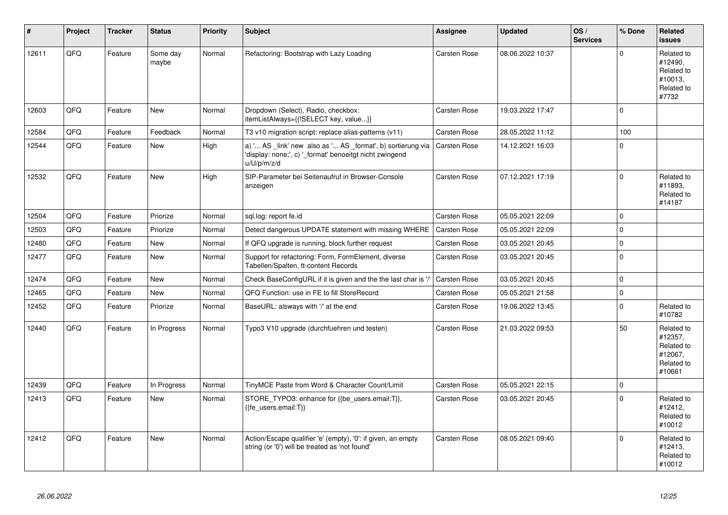| # | Project | Tracker | Status | Priority | Subject | Assignee | Updated | OS / Services | % Done | Related issues |
|---|---|---|---|---|---|---|---|---|---|---|
| 12611 | QFQ | Feature | Some day maybe | Normal | Refactoring: Bootstrap with Lazy Loading | Carsten Rose | 08.06.2022 10:37 | | 0 | Related to #12490, Related to #10013, Related to #7732 |
| 12603 | QFQ | Feature | New | Normal | Dropdown (Select), Radio, checkbox: itemListAlways={{!SELECT key, value...}} | Carsten Rose | 19.03.2022 17:47 | | 0 | |
| 12584 | QFQ | Feature | Feedback | Normal | T3 v10 migration script: replace alias-patterns (v11) | Carsten Rose | 28.05.2022 11:12 | | 100 | |
| 12544 | QFQ | Feature | New | High | a) '... AS _link' new also as '... AS _format', b) sortierung via 'display: none;', c) '_format' benoeitgt nicht zwingend u/U/p/m/z/d | Carsten Rose | 14.12.2021 16:03 | | 0 | |
| 12532 | QFQ | Feature | New | High | SIP-Parameter bei Seitenaufruf in Browser-Console anzeigen | Carsten Rose | 07.12.2021 17:19 | | 0 | Related to #11893, Related to #14187 |
| 12504 | QFQ | Feature | Priorize | Normal | sql.log: report fe.id | Carsten Rose | 05.05.2021 22:09 | | 0 | |
| 12503 | QFQ | Feature | Priorize | Normal | Detect dangerous UPDATE statement with missing WHERE | Carsten Rose | 05.05.2021 22:09 | | 0 | |
| 12480 | QFQ | Feature | New | Normal | If QFQ upgrade is running, block further request | Carsten Rose | 03.05.2021 20:45 | | 0 | |
| 12477 | QFQ | Feature | New | Normal | Support for refactoring: Form, FormElement, diverse Tabellen/Spalten, tt-content Records | Carsten Rose | 03.05.2021 20:45 | | 0 | |
| 12474 | QFQ | Feature | New | Normal | Check BaseConfigURL if it is given and the the last char is '/' | Carsten Rose | 03.05.2021 20:45 | | 0 | |
| 12465 | QFQ | Feature | New | Normal | QFQ Function: use in FE to fill StoreRecord | Carsten Rose | 05.05.2021 21:58 | | 0 | |
| 12452 | QFQ | Feature | Priorize | Normal | BaseURL: alsways with '/' at the end | Carsten Rose | 19.06.2022 13:45 | | 0 | Related to #10782 |
| 12440 | QFQ | Feature | In Progress | Normal | Typo3 V10 upgrade (durchfuehren und testen) | Carsten Rose | 21.03.2022 09:53 | | 50 | Related to #12357, Related to #12067, Related to #10661 |
| 12439 | QFQ | Feature | In Progress | Normal | TinyMCE Paste from Word & Character Count/Limit | Carsten Rose | 05.05.2021 22:15 | | 0 | |
| 12413 | QFQ | Feature | New | Normal | STORE_TYPO3: enhance for {{be_users.email:T}}, {{fe_users.email:T}} | Carsten Rose | 03.05.2021 20:45 | | 0 | Related to #12412, Related to #10012 |
| 12412 | QFQ | Feature | New | Normal | Action/Escape qualifier 'e' (empty), '0': if given, an empty string (or '0') will be treated as 'not found' | Carsten Rose | 08.05.2021 09:40 | | 0 | Related to #12413, Related to #10012 |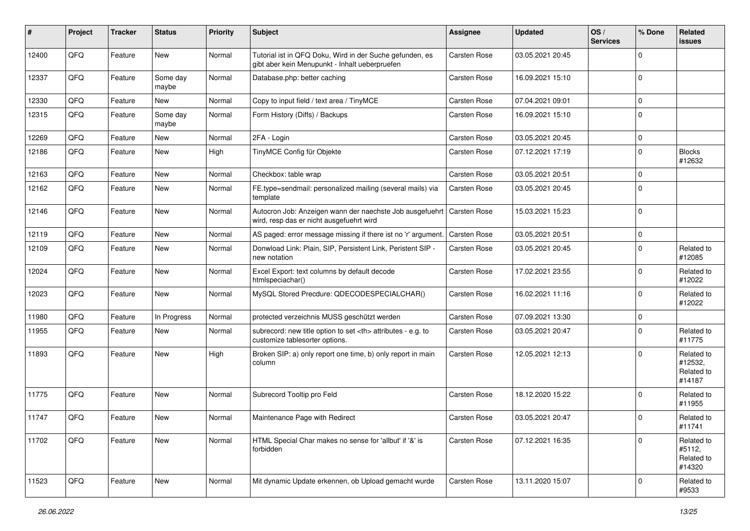| # | Project | Tracker | Status | Priority | Subject | Assignee | Updated | OS / Services | % Done | Related issues |
|---|---|---|---|---|---|---|---|---|---|---|
| 12400 | QFQ | Feature | New | Normal | Tutorial ist in QFQ Doku, Wird in der Suche gefunden, es gibt aber kein Menupunkt - Inhalt ueberpruefen | Carsten Rose | 03.05.2021 20:45 | | 0 | |
| 12337 | QFQ | Feature | Some day maybe | Normal | Database.php: better caching | Carsten Rose | 16.09.2021 15:10 | | 0 | |
| 12330 | QFQ | Feature | New | Normal | Copy to input field / text area / TinyMCE | Carsten Rose | 07.04.2021 09:01 | | 0 | |
| 12315 | QFQ | Feature | Some day maybe | Normal | Form History (Diffs) / Backups | Carsten Rose | 16.09.2021 15:10 | | 0 | |
| 12269 | QFQ | Feature | New | Normal | 2FA - Login | Carsten Rose | 03.05.2021 20:45 | | 0 | |
| 12186 | QFQ | Feature | New | High | TinyMCE Config für Objekte | Carsten Rose | 07.12.2021 17:19 | | 0 | Blocks #12632 |
| 12163 | QFQ | Feature | New | Normal | Checkbox: table wrap | Carsten Rose | 03.05.2021 20:51 | | 0 | |
| 12162 | QFQ | Feature | New | Normal | FE.type=sendmail: personalized mailing (several mails) via template | Carsten Rose | 03.05.2021 20:45 | | 0 | |
| 12146 | QFQ | Feature | New | Normal | Autocron Job: Anzeigen wann der naechste Job ausgefuehrt wird, resp das er nicht ausgefuehrt wird | Carsten Rose | 15.03.2021 15:23 | | 0 | |
| 12119 | QFQ | Feature | New | Normal | AS paged: error message missing if there ist no 'r' argument. | Carsten Rose | 03.05.2021 20:51 | | 0 | |
| 12109 | QFQ | Feature | New | Normal | Donwload Link: Plain, SIP, Persistent Link, Peristent SIP - new notation | Carsten Rose | 03.05.2021 20:45 | | 0 | Related to #12085 |
| 12024 | QFQ | Feature | New | Normal | Excel Export: text columns by default decode htmlspeciachar() | Carsten Rose | 17.02.2021 23:55 | | 0 | Related to #12022 |
| 12023 | QFQ | Feature | New | Normal | MySQL Stored Precdure: QDECODESPECIALCHAR() | Carsten Rose | 16.02.2021 11:16 | | 0 | Related to #12022 |
| 11980 | QFQ | Feature | In Progress | Normal | protected verzeichnis MUSS geschützt werden | Carsten Rose | 07.09.2021 13:30 | | 0 | |
| 11955 | QFQ | Feature | New | Normal | subrecord: new title option to set <th> attributes - e.g. to customize tablesorter options. | Carsten Rose | 03.05.2021 20:47 | | 0 | Related to #11775 |
| 11893 | QFQ | Feature | New | High | Broken SIP: a) only report one time, b) only report in main column | Carsten Rose | 12.05.2021 12:13 | | 0 | Related to #12532, Related to #14187 |
| 11775 | QFQ | Feature | New | Normal | Subrecord Tooltip pro Feld | Carsten Rose | 18.12.2020 15:22 | | 0 | Related to #11955 |
| 11747 | QFQ | Feature | New | Normal | Maintenance Page with Redirect | Carsten Rose | 03.05.2021 20:47 | | 0 | Related to #11741 |
| 11702 | QFQ | Feature | New | Normal | HTML Special Char makes no sense for 'allbut' if '&' is forbidden | Carsten Rose | 07.12.2021 16:35 | | 0 | Related to #5112, Related to #14320 |
| 11523 | QFQ | Feature | New | Normal | Mit dynamic Update erkennen, ob Upload gemacht wurde | Carsten Rose | 13.11.2020 15:07 | | 0 | Related to #9533 |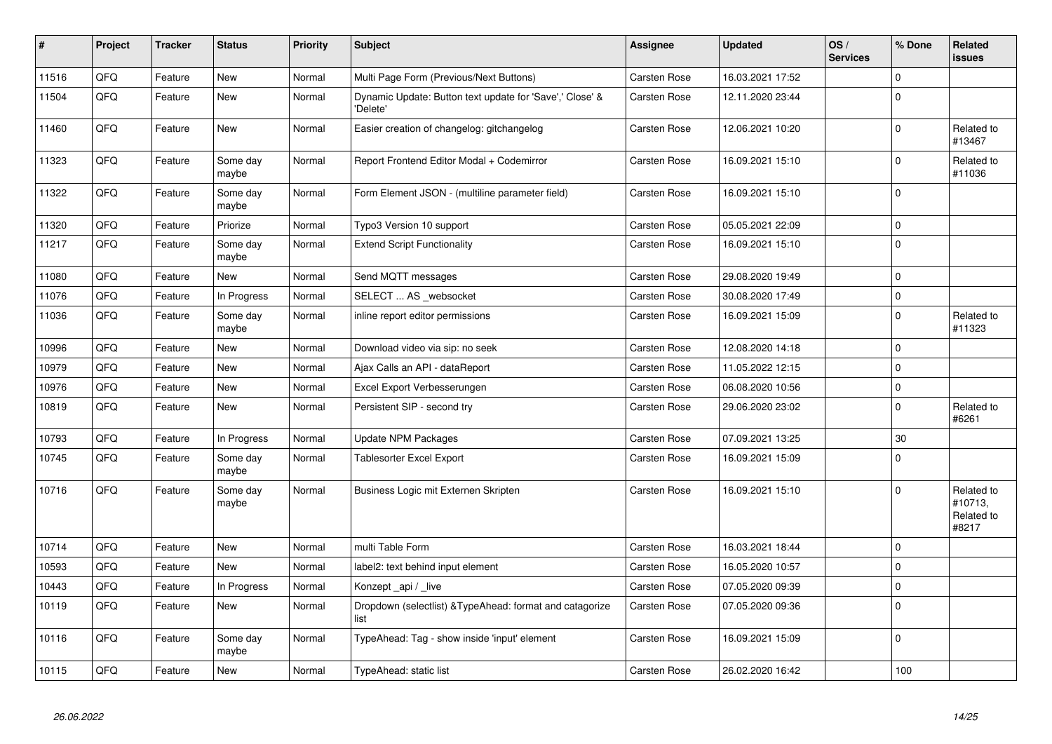| # | Project | Tracker | Status | Priority | Subject | Assignee | Updated | OS / Services | % Done | Related issues |
|---|---|---|---|---|---|---|---|---|---|---|
| 11516 | QFQ | Feature | New | Normal | Multi Page Form (Previous/Next Buttons) | Carsten Rose | 16.03.2021 17:52 | | 0 | |
| 11504 | QFQ | Feature | New | Normal | Dynamic Update: Button text update for 'Save',' Close' & 'Delete' | Carsten Rose | 12.11.2020 23:44 | | 0 | |
| 11460 | QFQ | Feature | New | Normal | Easier creation of changelog: gitchangelog | Carsten Rose | 12.06.2021 10:20 | | 0 | Related to #13467 |
| 11323 | QFQ | Feature | Some day maybe | Normal | Report Frontend Editor Modal + Codemirror | Carsten Rose | 16.09.2021 15:10 | | 0 | Related to #11036 |
| 11322 | QFQ | Feature | Some day maybe | Normal | Form Element JSON - (multiline parameter field) | Carsten Rose | 16.09.2021 15:10 | | 0 | |
| 11320 | QFQ | Feature | Priorize | Normal | Typo3 Version 10 support | Carsten Rose | 05.05.2021 22:09 | | 0 | |
| 11217 | QFQ | Feature | Some day maybe | Normal | Extend Script Functionality | Carsten Rose | 16.09.2021 15:10 | | 0 | |
| 11080 | QFQ | Feature | New | Normal | Send MQTT messages | Carsten Rose | 29.08.2020 19:49 | | 0 | |
| 11076 | QFQ | Feature | In Progress | Normal | SELECT ... AS _websocket | Carsten Rose | 30.08.2020 17:49 | | 0 | |
| 11036 | QFQ | Feature | Some day maybe | Normal | inline report editor permissions | Carsten Rose | 16.09.2021 15:09 | | 0 | Related to #11323 |
| 10996 | QFQ | Feature | New | Normal | Download video via sip: no seek | Carsten Rose | 12.08.2020 14:18 | | 0 | |
| 10979 | QFQ | Feature | New | Normal | Ajax Calls an API - dataReport | Carsten Rose | 11.05.2022 12:15 | | 0 | |
| 10976 | QFQ | Feature | New | Normal | Excel Export Verbesserungen | Carsten Rose | 06.08.2020 10:56 | | 0 | |
| 10819 | QFQ | Feature | New | Normal | Persistent SIP - second try | Carsten Rose | 29.06.2020 23:02 | | 0 | Related to #6261 |
| 10793 | QFQ | Feature | In Progress | Normal | Update NPM Packages | Carsten Rose | 07.09.2021 13:25 | | 30 | |
| 10745 | QFQ | Feature | Some day maybe | Normal | Tablesorter Excel Export | Carsten Rose | 16.09.2021 15:09 | | 0 | |
| 10716 | QFQ | Feature | Some day maybe | Normal | Business Logic mit Externen Skripten | Carsten Rose | 16.09.2021 15:10 | | 0 | Related to #10713, Related to #8217 |
| 10714 | QFQ | Feature | New | Normal | multi Table Form | Carsten Rose | 16.03.2021 18:44 | | 0 | |
| 10593 | QFQ | Feature | New | Normal | label2: text behind input element | Carsten Rose | 16.05.2020 10:57 | | 0 | |
| 10443 | QFQ | Feature | In Progress | Normal | Konzept _api / _live | Carsten Rose | 07.05.2020 09:39 | | 0 | |
| 10119 | QFQ | Feature | New | Normal | Dropdown (selectlist) &TypeAhead: format and catagorize list | Carsten Rose | 07.05.2020 09:36 | | 0 | |
| 10116 | QFQ | Feature | Some day maybe | Normal | TypeAhead: Tag - show inside 'input' element | Carsten Rose | 16.09.2021 15:09 | | 0 | |
| 10115 | QFQ | Feature | New | Normal | TypeAhead: static list | Carsten Rose | 26.02.2020 16:42 | | 100 | |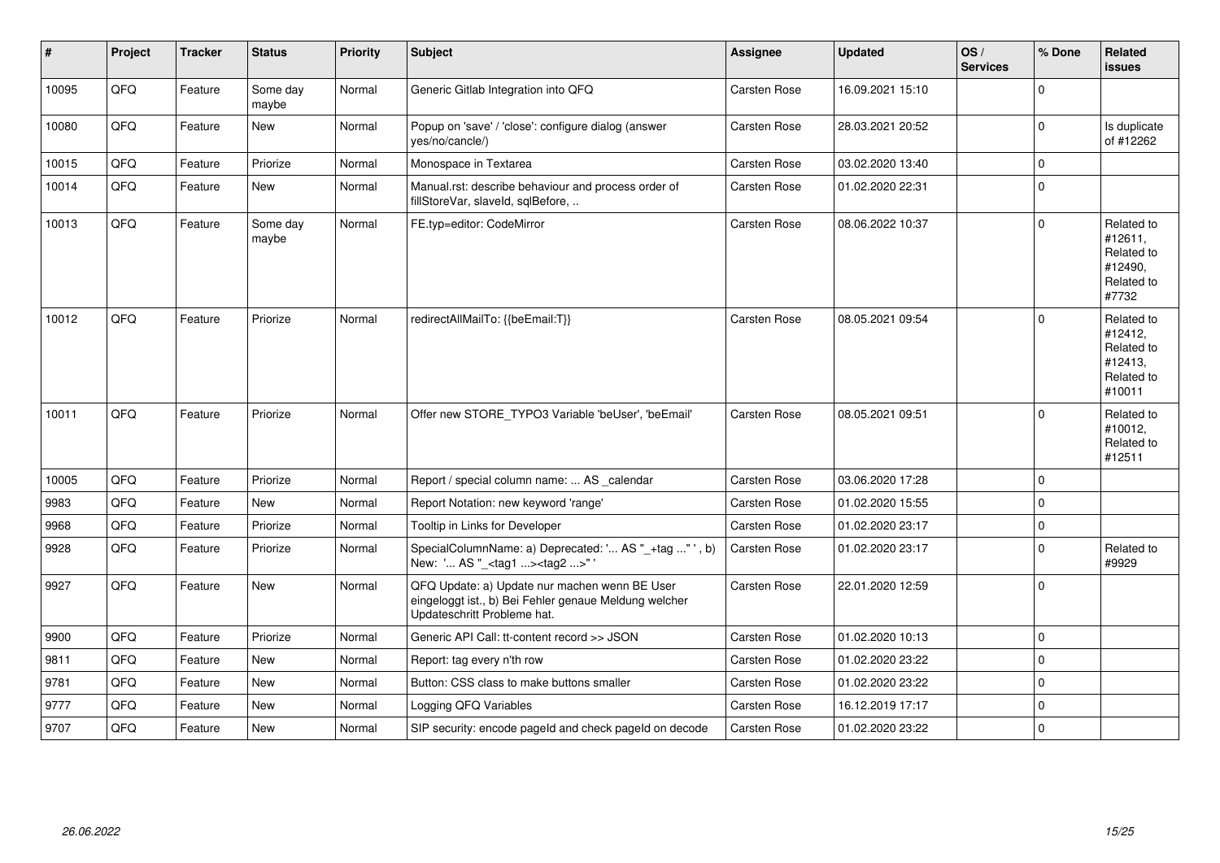| # | Project | Tracker | Status | Priority | Subject | Assignee | Updated | OS / Services | % Done | Related issues |
|---|---|---|---|---|---|---|---|---|---|---|
| 10095 | QFQ | Feature | Some day maybe | Normal | Generic Gitlab Integration into QFQ | Carsten Rose | 16.09.2021 15:10 | | 0 | |
| 10080 | QFQ | Feature | New | Normal | Popup on 'save' / 'close': configure dialog (answer yes/no/cancle/) | Carsten Rose | 28.03.2021 20:52 | | 0 | Is duplicate of #12262 |
| 10015 | QFQ | Feature | Priorize | Normal | Monospace in Textarea | Carsten Rose | 03.02.2020 13:40 | | 0 | |
| 10014 | QFQ | Feature | New | Normal | Manual.rst: describe behaviour and process order of fillStoreVar, slaveId, sqlBefore, .. | Carsten Rose | 01.02.2020 22:31 | | 0 | |
| 10013 | QFQ | Feature | Some day maybe | Normal | FE.typ=editor: CodeMirror | Carsten Rose | 08.06.2022 10:37 | | 0 | Related to #12611, Related to #12490, Related to #7732 |
| 10012 | QFQ | Feature | Priorize | Normal | redirectAllMailTo: {{beEmail:T}} | Carsten Rose | 08.05.2021 09:54 | | 0 | Related to #12412, Related to #12413, Related to #10011 |
| 10011 | QFQ | Feature | Priorize | Normal | Offer new STORE_TYPO3 Variable 'beUser', 'beEmail' | Carsten Rose | 08.05.2021 09:51 | | 0 | Related to #10012, Related to #12511 |
| 10005 | QFQ | Feature | Priorize | Normal | Report / special column name: ... AS _calendar | Carsten Rose | 03.06.2020 17:28 | | 0 | |
| 9983 | QFQ | Feature | New | Normal | Report Notation: new keyword 'range' | Carsten Rose | 01.02.2020 15:55 | | 0 | |
| 9968 | QFQ | Feature | Priorize | Normal | Tooltip in Links for Developer | Carsten Rose | 01.02.2020 23:17 | | 0 | |
| 9928 | QFQ | Feature | Priorize | Normal | SpecialColumnName: a) Deprecated: '... AS "_+tag ..." ', b) New: '... AS "_<tag1 ...><tag2 ...>" ' | Carsten Rose | 01.02.2020 23:17 | | 0 | Related to #9929 |
| 9927 | QFQ | Feature | New | Normal | QFQ Update: a) Update nur machen wenn BE User eingeloggt ist., b) Bei Fehler genaue Meldung welcher Updateschritt Probleme hat. | Carsten Rose | 22.01.2020 12:59 | | 0 | |
| 9900 | QFQ | Feature | Priorize | Normal | Generic API Call: tt-content record >> JSON | Carsten Rose | 01.02.2020 10:13 | | 0 | |
| 9811 | QFQ | Feature | New | Normal | Report: tag every n'th row | Carsten Rose | 01.02.2020 23:22 | | 0 | |
| 9781 | QFQ | Feature | New | Normal | Button: CSS class to make buttons smaller | Carsten Rose | 01.02.2020 23:22 | | 0 | |
| 9777 | QFQ | Feature | New | Normal | Logging QFQ Variables | Carsten Rose | 16.12.2019 17:17 | | 0 | |
| 9707 | QFQ | Feature | New | Normal | SIP security: encode pageId and check pageId on decode | Carsten Rose | 01.02.2020 23:22 | | 0 | |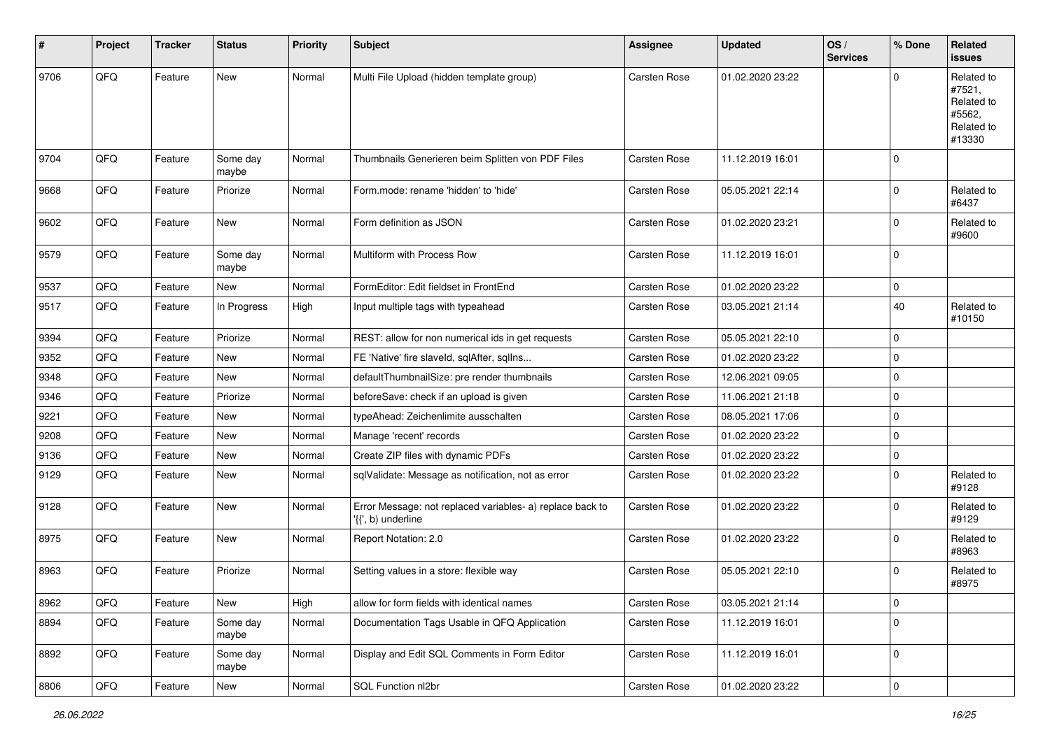| # | Project | Tracker | Status | Priority | Subject | Assignee | Updated | OS / Services | % Done | Related issues |
|---|---|---|---|---|---|---|---|---|---|---|
| 9706 | QFQ | Feature | New | Normal | Multi File Upload (hidden template group) | Carsten Rose | 01.02.2020 23:22 | | 0 | Related to #7521, Related to #5562, Related to #13330 |
| 9704 | QFQ | Feature | Some day maybe | Normal | Thumbnails Generieren beim Splitten von PDF Files | Carsten Rose | 11.12.2019 16:01 | | 0 | |
| 9668 | QFQ | Feature | Priorize | Normal | Form.mode: rename 'hidden' to 'hide' | Carsten Rose | 05.05.2021 22:14 | | 0 | Related to #6437 |
| 9602 | QFQ | Feature | New | Normal | Form definition as JSON | Carsten Rose | 01.02.2020 23:21 | | 0 | Related to #9600 |
| 9579 | QFQ | Feature | Some day maybe | Normal | Multiform with Process Row | Carsten Rose | 11.12.2019 16:01 | | 0 | |
| 9537 | QFQ | Feature | New | Normal | FormEditor: Edit fieldset in FrontEnd | Carsten Rose | 01.02.2020 23:22 | | 0 | |
| 9517 | QFQ | Feature | In Progress | High | Input multiple tags with typeahead | Carsten Rose | 03.05.2021 21:14 | | 40 | Related to #10150 |
| 9394 | QFQ | Feature | Priorize | Normal | REST: allow for non numerical ids in get requests | Carsten Rose | 05.05.2021 22:10 | | 0 | |
| 9352 | QFQ | Feature | New | Normal | FE 'Native' fire slaveId, sqlAfter, sqlIns... | Carsten Rose | 01.02.2020 23:22 | | 0 | |
| 9348 | QFQ | Feature | New | Normal | defaultThumbnailSize: pre render thumbnails | Carsten Rose | 12.06.2021 09:05 | | 0 | |
| 9346 | QFQ | Feature | Priorize | Normal | beforeSave: check if an upload is given | Carsten Rose | 11.06.2021 21:18 | | 0 | |
| 9221 | QFQ | Feature | New | Normal | typeAhead: Zeichenlimite ausschalten | Carsten Rose | 08.05.2021 17:06 | | 0 | |
| 9208 | QFQ | Feature | New | Normal | Manage 'recent' records | Carsten Rose | 01.02.2020 23:22 | | 0 | |
| 9136 | QFQ | Feature | New | Normal | Create ZIP files with dynamic PDFs | Carsten Rose | 01.02.2020 23:22 | | 0 | |
| 9129 | QFQ | Feature | New | Normal | sqlValidate: Message as notification, not as error | Carsten Rose | 01.02.2020 23:22 | | 0 | Related to #9128 |
| 9128 | QFQ | Feature | New | Normal | Error Message: not replaced variables- a) replace back to '{{', b) underline | Carsten Rose | 01.02.2020 23:22 | | 0 | Related to #9129 |
| 8975 | QFQ | Feature | New | Normal | Report Notation: 2.0 | Carsten Rose | 01.02.2020 23:22 | | 0 | Related to #8963 |
| 8963 | QFQ | Feature | Priorize | Normal | Setting values in a store: flexible way | Carsten Rose | 05.05.2021 22:10 | | 0 | Related to #8975 |
| 8962 | QFQ | Feature | New | High | allow for form fields with identical names | Carsten Rose | 03.05.2021 21:14 | | 0 | |
| 8894 | QFQ | Feature | Some day maybe | Normal | Documentation Tags Usable in QFQ Application | Carsten Rose | 11.12.2019 16:01 | | 0 | |
| 8892 | QFQ | Feature | Some day maybe | Normal | Display and Edit SQL Comments in Form Editor | Carsten Rose | 11.12.2019 16:01 | | 0 | |
| 8806 | QFQ | Feature | New | Normal | SQL Function nl2br | Carsten Rose | 01.02.2020 23:22 | | 0 | |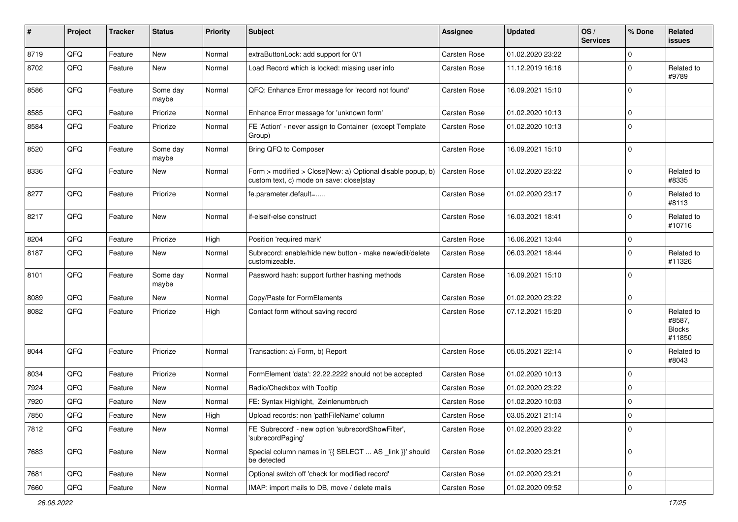| # | Project | Tracker | Status | Priority | Subject | Assignee | Updated | OS / Services | % Done | Related issues |
|---|---|---|---|---|---|---|---|---|---|---|
| 8719 | QFQ | Feature | New | Normal | extraButtonLock: add support for 0/1 | Carsten Rose | 01.02.2020 23:22 | | 0 | |
| 8702 | QFQ | Feature | New | Normal | Load Record which is locked: missing user info | Carsten Rose | 11.12.2019 16:16 | | 0 | Related to #9789 |
| 8586 | QFQ | Feature | Some day maybe | Normal | QFQ: Enhance Error message for 'record not found' | Carsten Rose | 16.09.2021 15:10 | | 0 | |
| 8585 | QFQ | Feature | Priorize | Normal | Enhance Error message for 'unknown form' | Carsten Rose | 01.02.2020 10:13 | | 0 | |
| 8584 | QFQ | Feature | Priorize | Normal | FE 'Action' - never assign to Container (except Template Group) | Carsten Rose | 01.02.2020 10:13 | | 0 | |
| 8520 | QFQ | Feature | Some day maybe | Normal | Bring QFQ to Composer | Carsten Rose | 16.09.2021 15:10 | | 0 | |
| 8336 | QFQ | Feature | New | Normal | Form > modified > Close\|New: a) Optional disable popup, b) custom text, c) mode on save: close\|stay | Carsten Rose | 01.02.2020 23:22 | | 0 | Related to #8335 |
| 8277 | QFQ | Feature | Priorize | Normal | fe.parameter.default=..... | Carsten Rose | 01.02.2020 23:17 | | 0 | Related to #8113 |
| 8217 | QFQ | Feature | New | Normal | if-elseif-else construct | Carsten Rose | 16.03.2021 18:41 | | 0 | Related to #10716 |
| 8204 | QFQ | Feature | Priorize | High | Position 'required mark' | Carsten Rose | 16.06.2021 13:44 | | 0 | |
| 8187 | QFQ | Feature | New | Normal | Subrecord: enable/hide new button - make new/edit/delete customizeable. | Carsten Rose | 06.03.2021 18:44 | | 0 | Related to #11326 |
| 8101 | QFQ | Feature | Some day maybe | Normal | Password hash: support further hashing methods | Carsten Rose | 16.09.2021 15:10 | | 0 | |
| 8089 | QFQ | Feature | New | Normal | Copy/Paste for FormElements | Carsten Rose | 01.02.2020 23:22 | | 0 | |
| 8082 | QFQ | Feature | Priorize | High | Contact form without saving record | Carsten Rose | 07.12.2021 15:20 | | 0 | Related to #8587, Blocks #11850 |
| 8044 | QFQ | Feature | Priorize | Normal | Transaction: a) Form, b) Report | Carsten Rose | 05.05.2021 22:14 | | 0 | Related to #8043 |
| 8034 | QFQ | Feature | Priorize | Normal | FormElement 'data': 22.22.2222 should not be accepted | Carsten Rose | 01.02.2020 10:13 | | 0 | |
| 7924 | QFQ | Feature | New | Normal | Radio/Checkbox with Tooltip | Carsten Rose | 01.02.2020 23:22 | | 0 | |
| 7920 | QFQ | Feature | New | Normal | FE: Syntax Highlight, Zeilenumbruch | Carsten Rose | 01.02.2020 10:03 | | 0 | |
| 7850 | QFQ | Feature | New | High | Upload records: non 'pathFileName' column | Carsten Rose | 03.05.2021 21:14 | | 0 | |
| 7812 | QFQ | Feature | New | Normal | FE 'Subrecord' - new option 'subrecordShowFilter', 'subrecordPaging' | Carsten Rose | 01.02.2020 23:22 | | 0 | |
| 7683 | QFQ | Feature | New | Normal | Special column names in '{{ SELECT ... AS _link }}' should be detected | Carsten Rose | 01.02.2020 23:21 | | 0 | |
| 7681 | QFQ | Feature | New | Normal | Optional switch off 'check for modified record' | Carsten Rose | 01.02.2020 23:21 | | 0 | |
| 7660 | QFQ | Feature | New | Normal | IMAP: import mails to DB, move / delete mails | Carsten Rose | 01.02.2020 09:52 | | 0 | |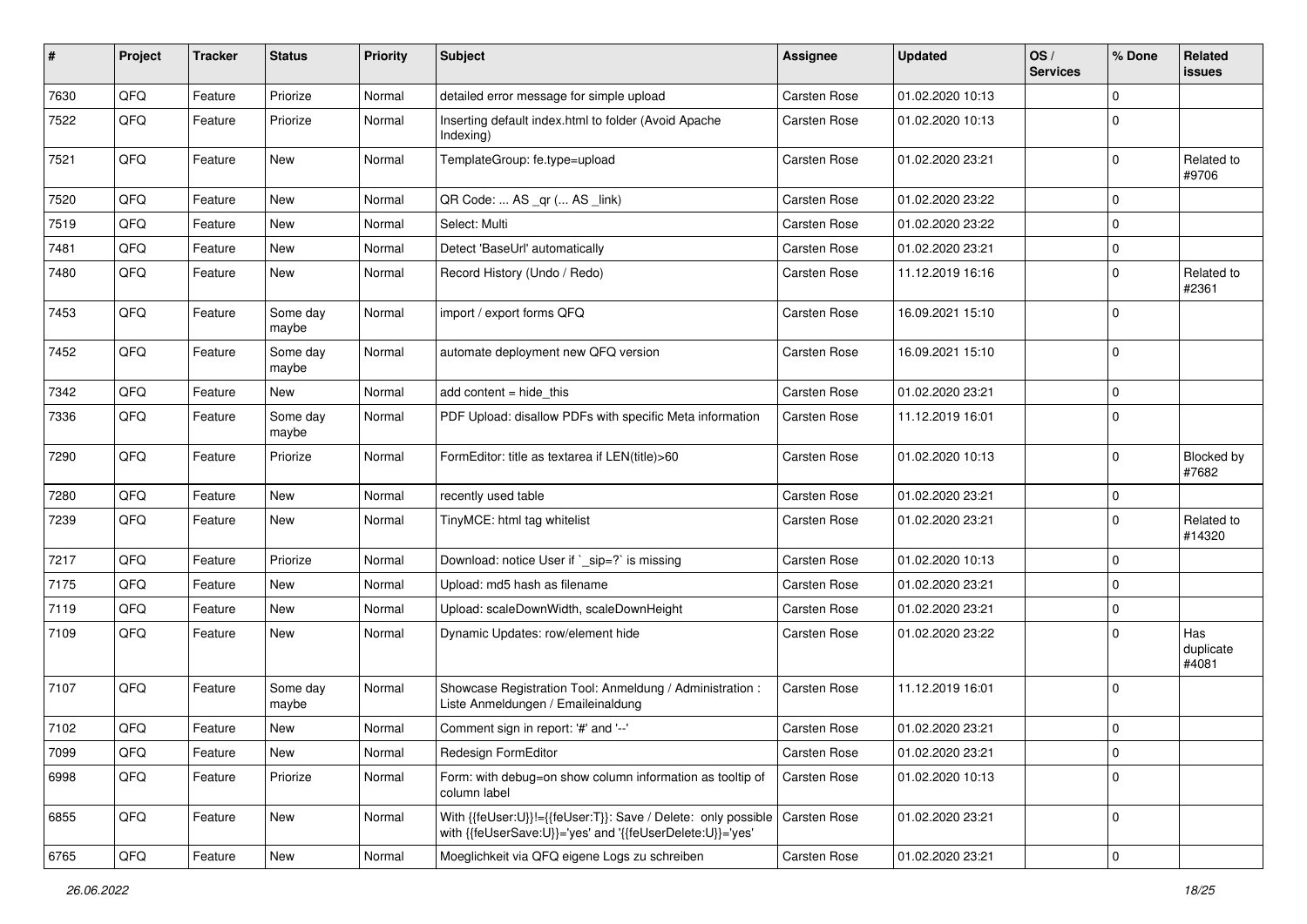| # | Project | Tracker | Status | Priority | Subject | Assignee | Updated | OS / Services | % Done | Related issues |
|---|---|---|---|---|---|---|---|---|---|---|
| 7630 | QFQ | Feature | Priorize | Normal | detailed error message for simple upload | Carsten Rose | 01.02.2020 10:13 | | 0 | |
| 7522 | QFQ | Feature | Priorize | Normal | Inserting default index.html to folder (Avoid Apache Indexing) | Carsten Rose | 01.02.2020 10:13 | | 0 | |
| 7521 | QFQ | Feature | New | Normal | TemplateGroup: fe.type=upload | Carsten Rose | 01.02.2020 23:21 | | 0 | Related to #9706 |
| 7520 | QFQ | Feature | New | Normal | QR Code: ... AS _qr ( ... AS _link) | Carsten Rose | 01.02.2020 23:22 | | 0 | |
| 7519 | QFQ | Feature | New | Normal | Select: Multi | Carsten Rose | 01.02.2020 23:22 | | 0 | |
| 7481 | QFQ | Feature | New | Normal | Detect 'BaseUrl' automatically | Carsten Rose | 01.02.2020 23:21 | | 0 | |
| 7480 | QFQ | Feature | New | Normal | Record History (Undo / Redo) | Carsten Rose | 11.12.2019 16:16 | | 0 | Related to #2361 |
| 7453 | QFQ | Feature | Some day maybe | Normal | import / export forms QFQ | Carsten Rose | 16.09.2021 15:10 | | 0 | |
| 7452 | QFQ | Feature | Some day maybe | Normal | automate deployment new QFQ version | Carsten Rose | 16.09.2021 15:10 | | 0 | |
| 7342 | QFQ | Feature | New | Normal | add content = hide_this | Carsten Rose | 01.02.2020 23:21 | | 0 | |
| 7336 | QFQ | Feature | Some day maybe | Normal | PDF Upload: disallow PDFs with specific Meta information | Carsten Rose | 11.12.2019 16:01 | | 0 | |
| 7290 | QFQ | Feature | Priorize | Normal | FormEditor: title as textarea if LEN(title)>60 | Carsten Rose | 01.02.2020 10:13 | | 0 | Blocked by #7682 |
| 7280 | QFQ | Feature | New | Normal | recently used table | Carsten Rose | 01.02.2020 23:21 | | 0 | |
| 7239 | QFQ | Feature | New | Normal | TinyMCE: html tag whitelist | Carsten Rose | 01.02.2020 23:21 | | 0 | Related to #14320 |
| 7217 | QFQ | Feature | Priorize | Normal | Download: notice User if `_sip=?` is missing | Carsten Rose | 01.02.2020 10:13 | | 0 | |
| 7175 | QFQ | Feature | New | Normal | Upload: md5 hash as filename | Carsten Rose | 01.02.2020 23:21 | | 0 | |
| 7119 | QFQ | Feature | New | Normal | Upload: scaleDownWidth, scaleDownHeight | Carsten Rose | 01.02.2020 23:21 | | 0 | |
| 7109 | QFQ | Feature | New | Normal | Dynamic Updates: row/element hide | Carsten Rose | 01.02.2020 23:22 | | 0 | Has duplicate #4081 |
| 7107 | QFQ | Feature | Some day maybe | Normal | Showcase Registration Tool: Anmeldung / Administration : Liste Anmeldungen / Emaileinaldung | Carsten Rose | 11.12.2019 16:01 | | 0 | |
| 7102 | QFQ | Feature | New | Normal | Comment sign in report: '#' and '--' | Carsten Rose | 01.02.2020 23:21 | | 0 | |
| 7099 | QFQ | Feature | New | Normal | Redesign FormEditor | Carsten Rose | 01.02.2020 23:21 | | 0 | |
| 6998 | QFQ | Feature | Priorize | Normal | Form: with debug=on show column information as tooltip of column label | Carsten Rose | 01.02.2020 10:13 | | 0 | |
| 6855 | QFQ | Feature | New | Normal | With {{feUser:U}}!={{feUser:T}}: Save / Delete: only possible with {{feUserSave:U}}='yes' and '{{feUserDelete:U}}='yes' | Carsten Rose | 01.02.2020 23:21 | | 0 | |
| 6765 | QFQ | Feature | New | Normal | Moeglichkeit via QFQ eigene Logs zu schreiben | Carsten Rose | 01.02.2020 23:21 | | 0 | |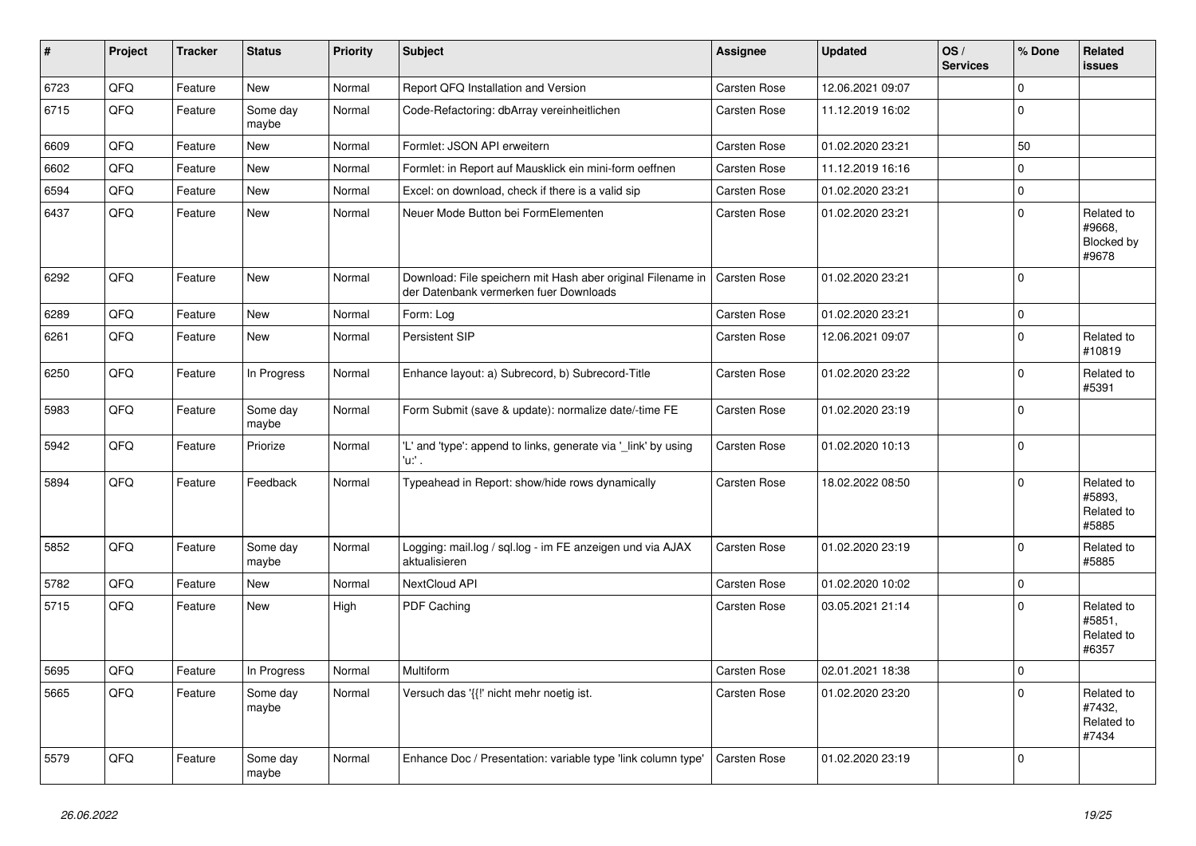| # | Project | Tracker | Status | Priority | Subject | Assignee | Updated | OS / Services | % Done | Related issues |
|---|---|---|---|---|---|---|---|---|---|---|
| 6723 | QFQ | Feature | New | Normal | Report QFQ Installation and Version | Carsten Rose | 12.06.2021 09:07 | | 0 | |
| 6715 | QFQ | Feature | Some day maybe | Normal | Code-Refactoring: dbArray vereinheitlichen | Carsten Rose | 11.12.2019 16:02 | | 0 | |
| 6609 | QFQ | Feature | New | Normal | Formlet: JSON API erweitern | Carsten Rose | 01.02.2020 23:21 | | 50 | |
| 6602 | QFQ | Feature | New | Normal | Formlet: in Report auf Mausklick ein mini-form oeffnen | Carsten Rose | 11.12.2019 16:16 | | 0 | |
| 6594 | QFQ | Feature | New | Normal | Excel: on download, check if there is a valid sip | Carsten Rose | 01.02.2020 23:21 | | 0 | |
| 6437 | QFQ | Feature | New | Normal | Neuer Mode Button bei FormElementen | Carsten Rose | 01.02.2020 23:21 | | 0 | Related to #9668, Blocked by #9678 |
| 6292 | QFQ | Feature | New | Normal | Download: File speichern mit Hash aber original Filename in der Datenbank vermerken fuer Downloads | Carsten Rose | 01.02.2020 23:21 | | 0 | |
| 6289 | QFQ | Feature | New | Normal | Form: Log | Carsten Rose | 01.02.2020 23:21 | | 0 | |
| 6261 | QFQ | Feature | New | Normal | Persistent SIP | Carsten Rose | 12.06.2021 09:07 | | 0 | Related to #10819 |
| 6250 | QFQ | Feature | In Progress | Normal | Enhance layout: a) Subrecord, b) Subrecord-Title | Carsten Rose | 01.02.2020 23:22 | | 0 | Related to #5391 |
| 5983 | QFQ | Feature | Some day maybe | Normal | Form Submit (save & update): normalize date/-time FE | Carsten Rose | 01.02.2020 23:19 | | 0 | |
| 5942 | QFQ | Feature | Priorize | Normal | 'L' and 'type': append to links, generate via '_link' by using 'u:' . | Carsten Rose | 01.02.2020 10:13 | | 0 | |
| 5894 | QFQ | Feature | Feedback | Normal | Typeahead in Report: show/hide rows dynamically | Carsten Rose | 18.02.2022 08:50 | | 0 | Related to #5893, Related to #5885 |
| 5852 | QFQ | Feature | Some day maybe | Normal | Logging: mail.log / sql.log - im FE anzeigen und via AJAX aktualisieren | Carsten Rose | 01.02.2020 23:19 | | 0 | Related to #5885 |
| 5782 | QFQ | Feature | New | Normal | NextCloud API | Carsten Rose | 01.02.2020 10:02 | | 0 | |
| 5715 | QFQ | Feature | New | High | PDF Caching | Carsten Rose | 03.05.2021 21:14 | | 0 | Related to #5851, Related to #6357 |
| 5695 | QFQ | Feature | In Progress | Normal | Multiform | Carsten Rose | 02.01.2021 18:38 | | 0 | |
| 5665 | QFQ | Feature | Some day maybe | Normal | Versuch das '{{!' nicht mehr noetig ist. | Carsten Rose | 01.02.2020 23:20 | | 0 | Related to #7432, Related to #7434 |
| 5579 | QFQ | Feature | Some day maybe | Normal | Enhance Doc / Presentation: variable type 'link column type' | Carsten Rose | 01.02.2020 23:19 | | 0 | |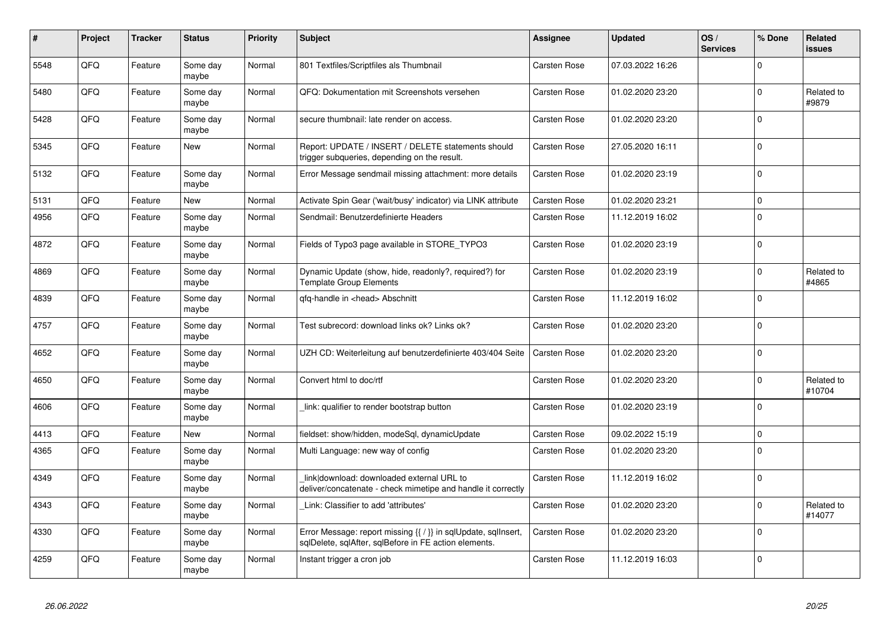| # | Project | Tracker | Status | Priority | Subject | Assignee | Updated | OS / Services | % Done | Related issues |
|---|---|---|---|---|---|---|---|---|---|---|
| 5548 | QFQ | Feature | Some day maybe | Normal | 801 Textfiles/Scriptfiles als Thumbnail | Carsten Rose | 07.03.2022 16:26 | | 0 | |
| 5480 | QFQ | Feature | Some day maybe | Normal | QFQ: Dokumentation mit Screenshots versehen | Carsten Rose | 01.02.2020 23:20 | | 0 | Related to #9879 |
| 5428 | QFQ | Feature | Some day maybe | Normal | secure thumbnail: late render on access. | Carsten Rose | 01.02.2020 23:20 | | 0 | |
| 5345 | QFQ | Feature | New | Normal | Report: UPDATE / INSERT / DELETE statements should trigger subqueries, depending on the result. | Carsten Rose | 27.05.2020 16:11 | | 0 | |
| 5132 | QFQ | Feature | Some day maybe | Normal | Error Message sendmail missing attachment: more details | Carsten Rose | 01.02.2020 23:19 | | 0 | |
| 5131 | QFQ | Feature | New | Normal | Activate Spin Gear ('wait/busy' indicator) via LINK attribute | Carsten Rose | 01.02.2020 23:21 | | 0 | |
| 4956 | QFQ | Feature | Some day maybe | Normal | Sendmail: Benutzerdefinierte Headers | Carsten Rose | 11.12.2019 16:02 | | 0 | |
| 4872 | QFQ | Feature | Some day maybe | Normal | Fields of Typo3 page available in STORE_TYPO3 | Carsten Rose | 01.02.2020 23:19 | | 0 | |
| 4869 | QFQ | Feature | Some day maybe | Normal | Dynamic Update (show, hide, readonly?, required?) for Template Group Elements | Carsten Rose | 01.02.2020 23:19 | | 0 | Related to #4865 |
| 4839 | QFQ | Feature | Some day maybe | Normal | qfq-handle in <head> Abschnitt | Carsten Rose | 11.12.2019 16:02 | | 0 | |
| 4757 | QFQ | Feature | Some day maybe | Normal | Test subrecord: download links ok? Links ok? | Carsten Rose | 01.02.2020 23:20 | | 0 | |
| 4652 | QFQ | Feature | Some day maybe | Normal | UZH CD: Weiterleitung auf benutzerdefinierte 403/404 Seite | Carsten Rose | 01.02.2020 23:20 | | 0 | |
| 4650 | QFQ | Feature | Some day maybe | Normal | Convert html to doc/rtf | Carsten Rose | 01.02.2020 23:20 | | 0 | Related to #10704 |
| 4606 | QFQ | Feature | Some day maybe | Normal | _link: qualifier to render bootstrap button | Carsten Rose | 01.02.2020 23:19 | | 0 | |
| 4413 | QFQ | Feature | New | Normal | fieldset: show/hidden, modeSql, dynamicUpdate | Carsten Rose | 09.02.2022 15:19 | | 0 | |
| 4365 | QFQ | Feature | Some day maybe | Normal | Multi Language: new way of config | Carsten Rose | 01.02.2020 23:20 | | 0 | |
| 4349 | QFQ | Feature | Some day maybe | Normal | _link\|download: downloaded external URL to deliver/concatenate - check mimetipe and handle it correctly | Carsten Rose | 11.12.2019 16:02 | | 0 | |
| 4343 | QFQ | Feature | Some day maybe | Normal | _Link: Classifier to add 'attributes' | Carsten Rose | 01.02.2020 23:20 | | 0 | Related to #14077 |
| 4330 | QFQ | Feature | Some day maybe | Normal | Error Message: report missing {{ / }} in sqlUpdate, sqlInsert, sqlDelete, sqlAfter, sqlBefore in FE action elements. | Carsten Rose | 01.02.2020 23:20 | | 0 | |
| 4259 | QFQ | Feature | Some day maybe | Normal | Instant trigger a cron job | Carsten Rose | 11.12.2019 16:03 | | 0 | |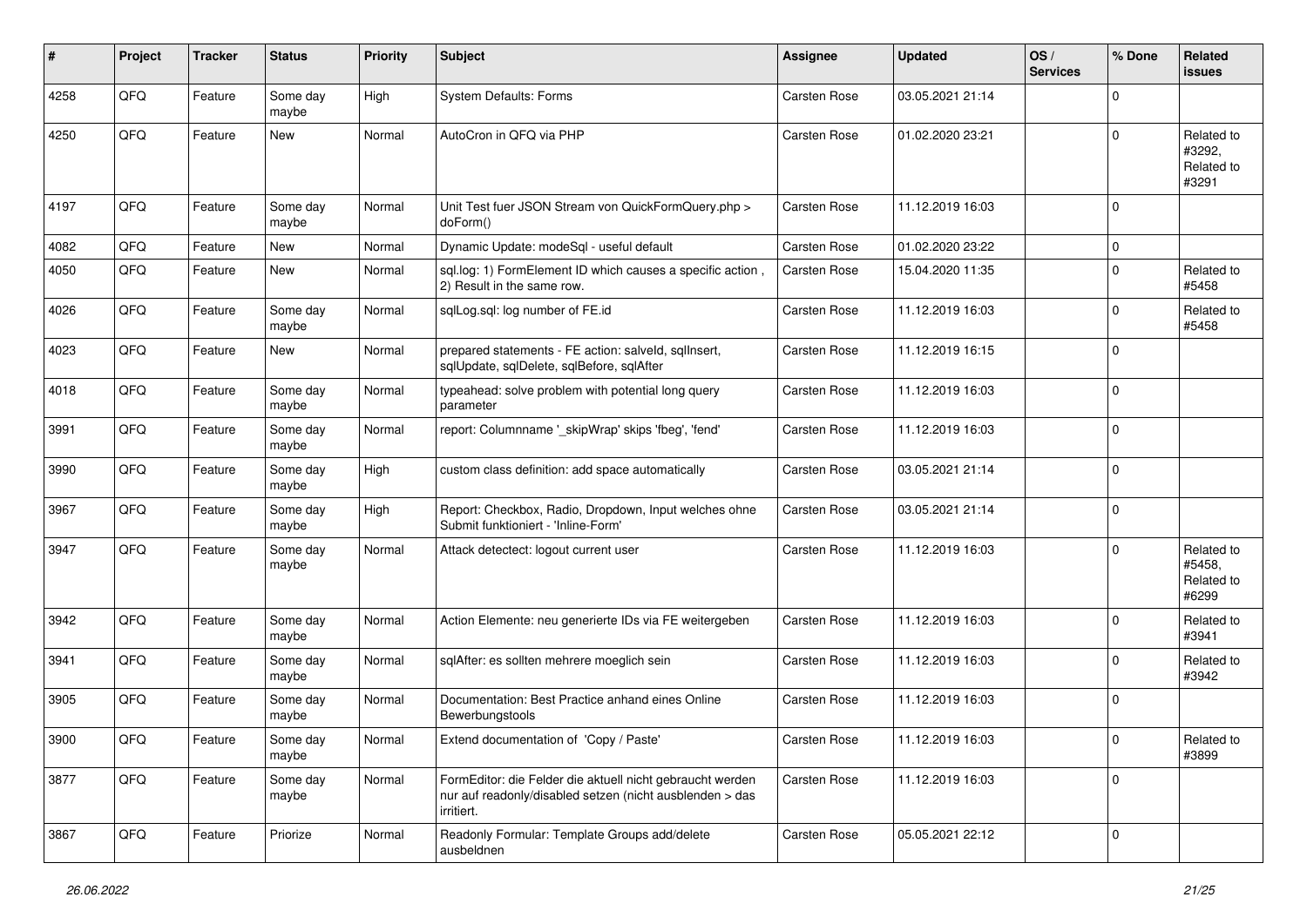| # | Project | Tracker | Status | Priority | Subject | Assignee | Updated | OS / Services | % Done | Related issues |
|---|---|---|---|---|---|---|---|---|---|---|
| 4258 | QFQ | Feature | Some day maybe | High | System Defaults: Forms | Carsten Rose | 03.05.2021 21:14 | | 0 | |
| 4250 | QFQ | Feature | New | Normal | AutoCron in QFQ via PHP | Carsten Rose | 01.02.2020 23:21 | | 0 | Related to #3292, Related to #3291 |
| 4197 | QFQ | Feature | Some day maybe | Normal | Unit Test fuer JSON Stream von QuickFormQuery.php > doForm() | Carsten Rose | 11.12.2019 16:03 | | 0 | |
| 4082 | QFQ | Feature | New | Normal | Dynamic Update: modeSql - useful default | Carsten Rose | 01.02.2020 23:22 | | 0 | |
| 4050 | QFQ | Feature | New | Normal | sql.log: 1) FormElement ID which causes a specific action , 2) Result in the same row. | Carsten Rose | 15.04.2020 11:35 | | 0 | Related to #5458 |
| 4026 | QFQ | Feature | Some day maybe | Normal | sqlLog.sql: log number of FE.id | Carsten Rose | 11.12.2019 16:03 | | 0 | Related to #5458 |
| 4023 | QFQ | Feature | New | Normal | prepared statements - FE action: salveld, sqlInsert, sqlUpdate, sqlDelete, sqlBefore, sqlAfter | Carsten Rose | 11.12.2019 16:15 | | 0 | |
| 4018 | QFQ | Feature | Some day maybe | Normal | typeahead: solve problem with potential long query parameter | Carsten Rose | 11.12.2019 16:03 | | 0 | |
| 3991 | QFQ | Feature | Some day maybe | Normal | report: Columnname '_skipWrap' skips 'fbeg', 'fend' | Carsten Rose | 11.12.2019 16:03 | | 0 | |
| 3990 | QFQ | Feature | Some day maybe | High | custom class definition: add space automatically | Carsten Rose | 03.05.2021 21:14 | | 0 | |
| 3967 | QFQ | Feature | Some day maybe | High | Report: Checkbox, Radio, Dropdown, Input welches ohne Submit funktioniert - 'Inline-Form' | Carsten Rose | 03.05.2021 21:14 | | 0 | |
| 3947 | QFQ | Feature | Some day maybe | Normal | Attack detectect: logout current user | Carsten Rose | 11.12.2019 16:03 | | 0 | Related to #5458, Related to #6299 |
| 3942 | QFQ | Feature | Some day maybe | Normal | Action Elemente: neu generierte IDs via FE weitergeben | Carsten Rose | 11.12.2019 16:03 | | 0 | Related to #3941 |
| 3941 | QFQ | Feature | Some day maybe | Normal | sqlAfter: es sollten mehrere moeglich sein | Carsten Rose | 11.12.2019 16:03 | | 0 | Related to #3942 |
| 3905 | QFQ | Feature | Some day maybe | Normal | Documentation: Best Practice anhand eines Online Bewerbungstools | Carsten Rose | 11.12.2019 16:03 | | 0 | |
| 3900 | QFQ | Feature | Some day maybe | Normal | Extend documentation of 'Copy / Paste' | Carsten Rose | 11.12.2019 16:03 | | 0 | Related to #3899 |
| 3877 | QFQ | Feature | Some day maybe | Normal | FormEditor: die Felder die aktuell nicht gebraucht werden nur auf readonly/disabled setzen (nicht ausblenden > das irritiert. | Carsten Rose | 11.12.2019 16:03 | | 0 | |
| 3867 | QFQ | Feature | Priorize | Normal | Readonly Formular: Template Groups add/delete ausbeldnen | Carsten Rose | 05.05.2021 22:12 | | 0 | |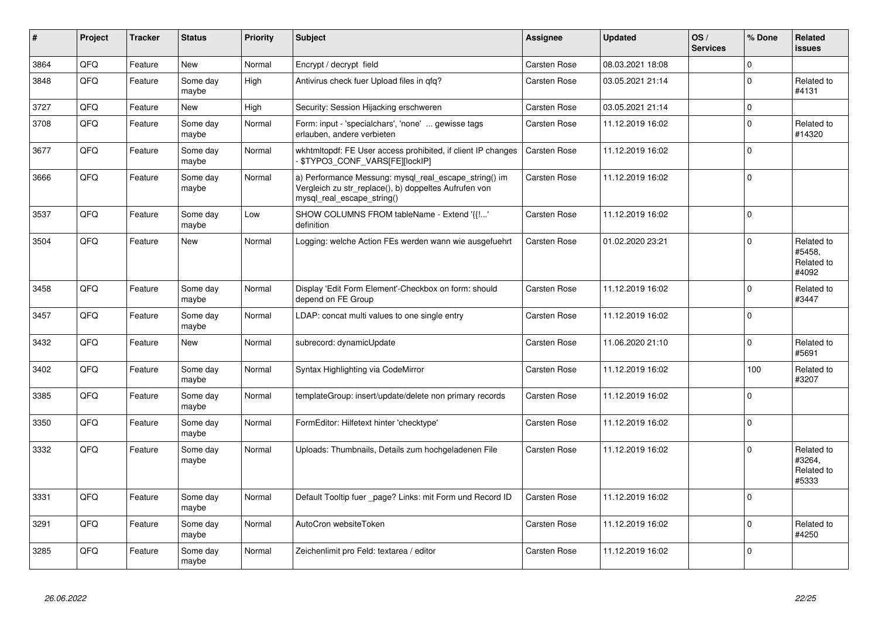| # | Project | Tracker | Status | Priority | Subject | Assignee | Updated | OS / Services | % Done | Related issues |
|---|---|---|---|---|---|---|---|---|---|---|
| 3864 | QFQ | Feature | New | Normal | Encrypt / decrypt field | Carsten Rose | 08.03.2021 18:08 | | 0 | |
| 3848 | QFQ | Feature | Some day maybe | High | Antivirus check fuer Upload files in qfq? | Carsten Rose | 03.05.2021 21:14 | | 0 | Related to #4131 |
| 3727 | QFQ | Feature | New | High | Security: Session Hijacking erschweren | Carsten Rose | 03.05.2021 21:14 | | 0 | |
| 3708 | QFQ | Feature | Some day maybe | Normal | Form: input - 'specialchars', 'none' ... gewisse tags erlauben, andere verbieten | Carsten Rose | 11.12.2019 16:02 | | 0 | Related to #14320 |
| 3677 | QFQ | Feature | Some day maybe | Normal | wkhtmltopdf: FE User access prohibited, if client IP changes - $TYPO3_CONF_VARS[FE][lockIP] | Carsten Rose | 11.12.2019 16:02 | | 0 | |
| 3666 | QFQ | Feature | Some day maybe | Normal | a) Performance Messung: mysql_real_escape_string() im Vergleich zu str_replace(), b) doppeltes Aufrufen von mysql_real_escape_string() | Carsten Rose | 11.12.2019 16:02 | | 0 | |
| 3537 | QFQ | Feature | Some day maybe | Low | SHOW COLUMNS FROM tableName - Extend '{{!...' definition | Carsten Rose | 11.12.2019 16:02 | | 0 | |
| 3504 | QFQ | Feature | New | Normal | Logging: welche Action FEs werden wann wie ausgefuehrt | Carsten Rose | 01.02.2020 23:21 | | 0 | Related to #5458, Related to #4092 |
| 3458 | QFQ | Feature | Some day maybe | Normal | Display 'Edit Form Element'-Checkbox on form: should depend on FE Group | Carsten Rose | 11.12.2019 16:02 | | 0 | Related to #3447 |
| 3457 | QFQ | Feature | Some day maybe | Normal | LDAP: concat multi values to one single entry | Carsten Rose | 11.12.2019 16:02 | | 0 | |
| 3432 | QFQ | Feature | New | Normal | subrecord: dynamicUpdate | Carsten Rose | 11.06.2020 21:10 | | 0 | Related to #5691 |
| 3402 | QFQ | Feature | Some day maybe | Normal | Syntax Highlighting via CodeMirror | Carsten Rose | 11.12.2019 16:02 | | 100 | Related to #3207 |
| 3385 | QFQ | Feature | Some day maybe | Normal | templateGroup: insert/update/delete non primary records | Carsten Rose | 11.12.2019 16:02 | | 0 | |
| 3350 | QFQ | Feature | Some day maybe | Normal | FormEditor: Hilfetext hinter 'checktype' | Carsten Rose | 11.12.2019 16:02 | | 0 | |
| 3332 | QFQ | Feature | Some day maybe | Normal | Uploads: Thumbnails, Details zum hochgeladenen File | Carsten Rose | 11.12.2019 16:02 | | 0 | Related to #3264, Related to #5333 |
| 3331 | QFQ | Feature | Some day maybe | Normal | Default Tooltip fuer _page? Links: mit Form und Record ID | Carsten Rose | 11.12.2019 16:02 | | 0 | |
| 3291 | QFQ | Feature | Some day maybe | Normal | AutoCron websiteToken | Carsten Rose | 11.12.2019 16:02 | | 0 | Related to #4250 |
| 3285 | QFQ | Feature | Some day maybe | Normal | Zeichenlimit pro Feld: textarea / editor | Carsten Rose | 11.12.2019 16:02 | | 0 | |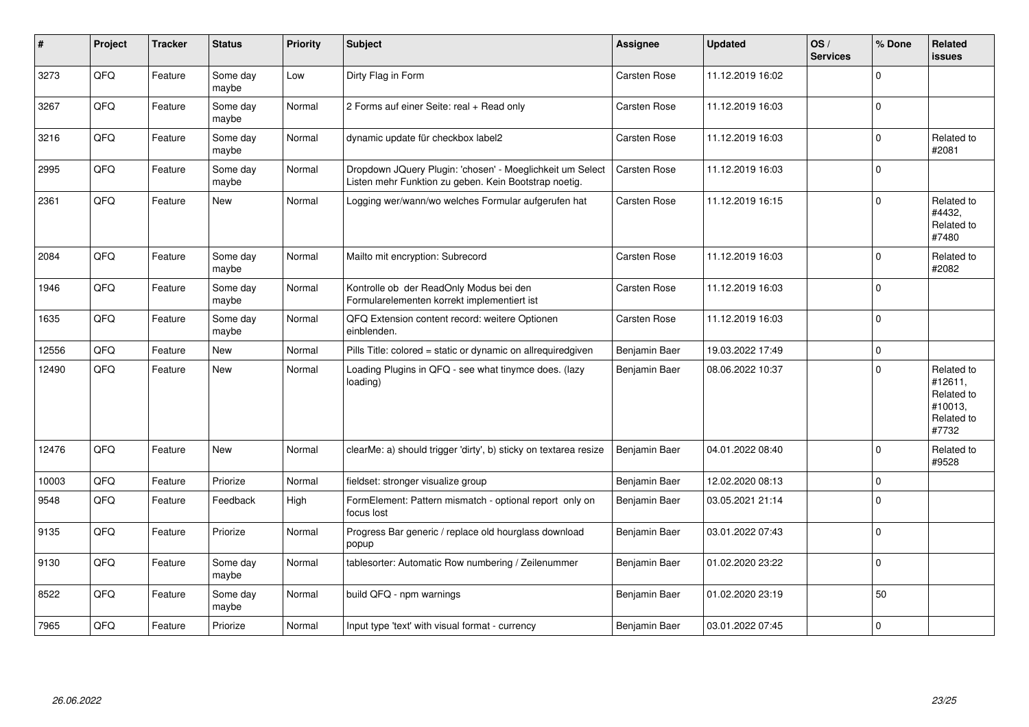| # | Project | Tracker | Status | Priority | Subject | Assignee | Updated | OS / Services | % Done | Related issues |
|---|---|---|---|---|---|---|---|---|---|---|
| 3273 | QFQ | Feature | Some day maybe | Low | Dirty Flag in Form | Carsten Rose | 11.12.2019 16:02 | | 0 | |
| 3267 | QFQ | Feature | Some day maybe | Normal | 2 Forms auf einer Seite: real + Read only | Carsten Rose | 11.12.2019 16:03 | | 0 | |
| 3216 | QFQ | Feature | Some day maybe | Normal | dynamic update für checkbox label2 | Carsten Rose | 11.12.2019 16:03 | | 0 | Related to #2081 |
| 2995 | QFQ | Feature | Some day maybe | Normal | Dropdown JQuery Plugin: 'chosen' - Moeglichkeit um Select Listen mehr Funktion zu geben. Kein Bootstrap noetig. | Carsten Rose | 11.12.2019 16:03 | | 0 | |
| 2361 | QFQ | Feature | New | Normal | Logging wer/wann/wo welches Formular aufgerufen hat | Carsten Rose | 11.12.2019 16:15 | | 0 | Related to #4432, Related to #7480 |
| 2084 | QFQ | Feature | Some day maybe | Normal | Mailto mit encryption: Subrecord | Carsten Rose | 11.12.2019 16:03 | | 0 | Related to #2082 |
| 1946 | QFQ | Feature | Some day maybe | Normal | Kontrolle ob der ReadOnly Modus bei den Formularelementen korrekt implementiert ist | Carsten Rose | 11.12.2019 16:03 | | 0 | |
| 1635 | QFQ | Feature | Some day maybe | Normal | QFQ Extension content record: weitere Optionen einblenden. | Carsten Rose | 11.12.2019 16:03 | | 0 | |
| 12556 | QFQ | Feature | New | Normal | Pills Title: colored = static or dynamic on allrequiredgiven | Benjamin Baer | 19.03.2022 17:49 | | 0 | |
| 12490 | QFQ | Feature | New | Normal | Loading Plugins in QFQ - see what tinymce does. (lazy loading) | Benjamin Baer | 08.06.2022 10:37 | | 0 | Related to #12611, Related to #10013, Related to #7732 |
| 12476 | QFQ | Feature | New | Normal | clearMe: a) should trigger 'dirty', b) sticky on textarea resize | Benjamin Baer | 04.01.2022 08:40 | | 0 | Related to #9528 |
| 10003 | QFQ | Feature | Priorize | Normal | fieldset: stronger visualize group | Benjamin Baer | 12.02.2020 08:13 | | 0 | |
| 9548 | QFQ | Feature | Feedback | High | FormElement: Pattern mismatch - optional report only on focus lost | Benjamin Baer | 03.05.2021 21:14 | | 0 | |
| 9135 | QFQ | Feature | Priorize | Normal | Progress Bar generic / replace old hourglass download popup | Benjamin Baer | 03.01.2022 07:43 | | 0 | |
| 9130 | QFQ | Feature | Some day maybe | Normal | tablesorter: Automatic Row numbering / Zeilenummer | Benjamin Baer | 01.02.2020 23:22 | | 0 | |
| 8522 | QFQ | Feature | Some day maybe | Normal | build QFQ - npm warnings | Benjamin Baer | 01.02.2020 23:19 | | 50 | |
| 7965 | QFQ | Feature | Priorize | Normal | Input type 'text' with visual format - currency | Benjamin Baer | 03.01.2022 07:45 | | 0 | |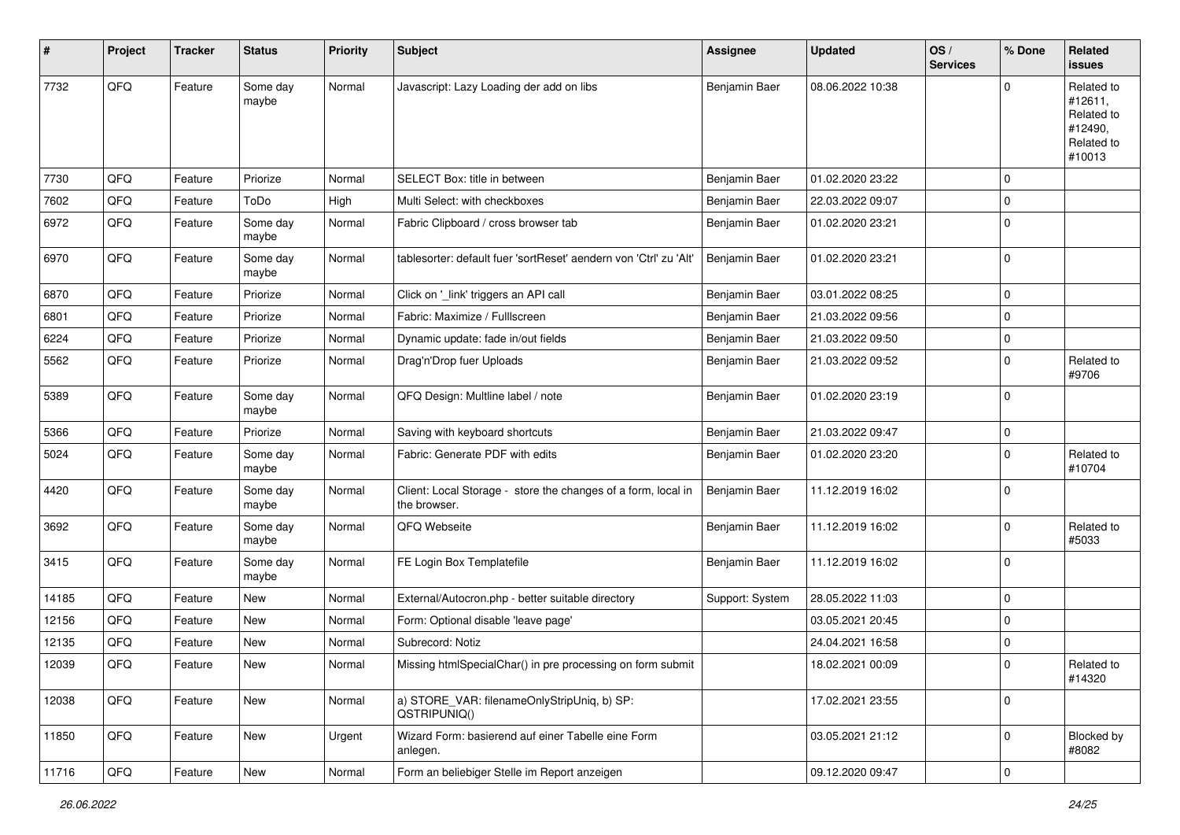| # | Project | Tracker | Status | Priority | Subject | Assignee | Updated | OS / Services | % Done | Related issues |
|---|---|---|---|---|---|---|---|---|---|---|
| 7732 | QFQ | Feature | Some day maybe | Normal | Javascript: Lazy Loading der add on libs | Benjamin Baer | 08.06.2022 10:38 | | 0 | Related to #12611, Related to #12490, Related to #10013 |
| 7730 | QFQ | Feature | Priorize | Normal | SELECT Box: title in between | Benjamin Baer | 01.02.2020 23:22 | | 0 | |
| 7602 | QFQ | Feature | ToDo | High | Multi Select: with checkboxes | Benjamin Baer | 22.03.2022 09:07 | | 0 | |
| 6972 | QFQ | Feature | Some day maybe | Normal | Fabric Clipboard / cross browser tab | Benjamin Baer | 01.02.2020 23:21 | | 0 | |
| 6970 | QFQ | Feature | Some day maybe | Normal | tablesorter: default fuer 'sortReset' aendern von 'Ctrl' zu 'Alt' | Benjamin Baer | 01.02.2020 23:21 | | 0 | |
| 6870 | QFQ | Feature | Priorize | Normal | Click on '_link' triggers an API call | Benjamin Baer | 03.01.2022 08:25 | | 0 | |
| 6801 | QFQ | Feature | Priorize | Normal | Fabric: Maximize / FullIscreen | Benjamin Baer | 21.03.2022 09:56 | | 0 | |
| 6224 | QFQ | Feature | Priorize | Normal | Dynamic update: fade in/out fields | Benjamin Baer | 21.03.2022 09:50 | | 0 | |
| 5562 | QFQ | Feature | Priorize | Normal | Drag'n'Drop fuer Uploads | Benjamin Baer | 21.03.2022 09:52 | | 0 | Related to #9706 |
| 5389 | QFQ | Feature | Some day maybe | Normal | QFQ Design: Multline label / note | Benjamin Baer | 01.02.2020 23:19 | | 0 | |
| 5366 | QFQ | Feature | Priorize | Normal | Saving with keyboard shortcuts | Benjamin Baer | 21.03.2022 09:47 | | 0 | |
| 5024 | QFQ | Feature | Some day maybe | Normal | Fabric: Generate PDF with edits | Benjamin Baer | 01.02.2020 23:20 | | 0 | Related to #10704 |
| 4420 | QFQ | Feature | Some day maybe | Normal | Client: Local Storage - store the changes of a form, local in the browser. | Benjamin Baer | 11.12.2019 16:02 | | 0 | |
| 3692 | QFQ | Feature | Some day maybe | Normal | QFQ Webseite | Benjamin Baer | 11.12.2019 16:02 | | 0 | Related to #5033 |
| 3415 | QFQ | Feature | Some day maybe | Normal | FE Login Box Templatefile | Benjamin Baer | 11.12.2019 16:02 | | 0 | |
| 14185 | QFQ | Feature | New | Normal | External/Autocron.php - better suitable directory | Support: System | 28.05.2022 11:03 | | 0 | |
| 12156 | QFQ | Feature | New | Normal | Form: Optional disable 'leave page' | | 03.05.2021 20:45 | | 0 | |
| 12135 | QFQ | Feature | New | Normal | Subrecord: Notiz | | 24.04.2021 16:58 | | 0 | |
| 12039 | QFQ | Feature | New | Normal | Missing htmlSpecialChar() in pre processing on form submit | | 18.02.2021 00:09 | | 0 | Related to #14320 |
| 12038 | QFQ | Feature | New | Normal | a) STORE_VAR: filenameOnlyStripUniq, b) SP: QSTRIPUNIQ() | | 17.02.2021 23:55 | | 0 | |
| 11850 | QFQ | Feature | New | Urgent | Wizard Form: basierend auf einer Tabelle eine Form anlegen. | | 03.05.2021 21:12 | | 0 | Blocked by #8082 |
| 11716 | QFQ | Feature | New | Normal | Form an beliebiger Stelle im Report anzeigen | | 09.12.2020 09:47 | | 0 | |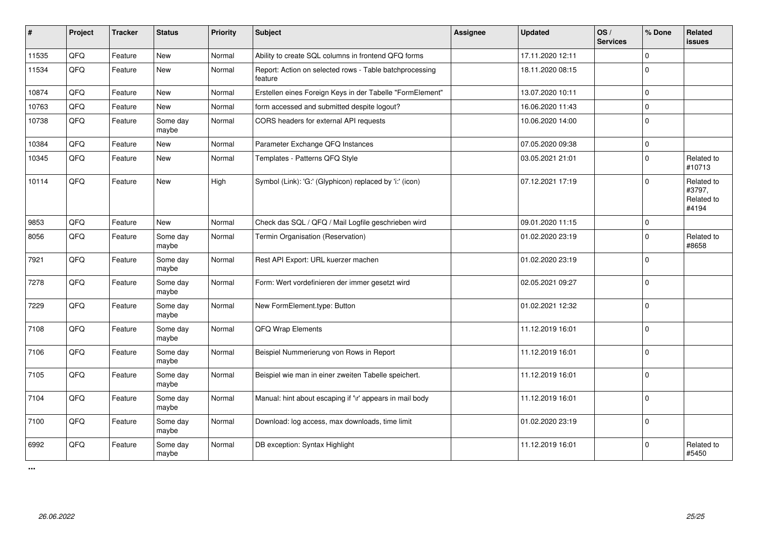| # | Project | Tracker | Status | Priority | Subject | Assignee | Updated | OS / Services | % Done | Related issues |
|---|---|---|---|---|---|---|---|---|---|---|
| 11535 | QFQ | Feature | New | Normal | Ability to create SQL columns in frontend QFQ forms | | 17.11.2020 12:11 | | 0 | |
| 11534 | QFQ | Feature | New | Normal | Report: Action on selected rows - Table batchprocessing feature | | 18.11.2020 08:15 | | 0 | |
| 10874 | QFQ | Feature | New | Normal | Erstellen eines Foreign Keys in der Tabelle "FormElement" | | 13.07.2020 10:11 | | 0 | |
| 10763 | QFQ | Feature | New | Normal | form accessed and submitted despite logout? | | 16.06.2020 11:43 | | 0 | |
| 10738 | QFQ | Feature | Some day maybe | Normal | CORS headers for external API requests | | 10.06.2020 14:00 | | 0 | |
| 10384 | QFQ | Feature | New | Normal | Parameter Exchange QFQ Instances | | 07.05.2020 09:38 | | 0 | |
| 10345 | QFQ | Feature | New | Normal | Templates - Patterns QFQ Style | | 03.05.2021 21:01 | | 0 | Related to #10713 |
| 10114 | QFQ | Feature | New | High | Symbol (Link): 'G:' (Glyphicon) replaced by 'i:' (icon) | | 07.12.2021 17:19 | | 0 | Related to #3797, Related to #4194 |
| 9853 | QFQ | Feature | New | Normal | Check das SQL / QFQ / Mail Logfile geschrieben wird | | 09.01.2020 11:15 | | 0 | |
| 8056 | QFQ | Feature | Some day maybe | Normal | Termin Organisation (Reservation) | | 01.02.2020 23:19 | | 0 | Related to #8658 |
| 7921 | QFQ | Feature | Some day maybe | Normal | Rest API Export: URL kuerzer machen | | 01.02.2020 23:19 | | 0 | |
| 7278 | QFQ | Feature | Some day maybe | Normal | Form: Wert vordefinieren der immer gesetzt wird | | 02.05.2021 09:27 | | 0 | |
| 7229 | QFQ | Feature | Some day maybe | Normal | New FormElement.type: Button | | 01.02.2021 12:32 | | 0 | |
| 7108 | QFQ | Feature | Some day maybe | Normal | QFQ Wrap Elements | | 11.12.2019 16:01 | | 0 | |
| 7106 | QFQ | Feature | Some day maybe | Normal | Beispiel Nummerierung von Rows in Report | | 11.12.2019 16:01 | | 0 | |
| 7105 | QFQ | Feature | Some day maybe | Normal | Beispiel wie man in einer zweiten Tabelle speichert. | | 11.12.2019 16:01 | | 0 | |
| 7104 | QFQ | Feature | Some day maybe | Normal | Manual: hint about escaping if '\r' appears in mail body | | 11.12.2019 16:01 | | 0 | |
| 7100 | QFQ | Feature | Some day maybe | Normal | Download: log access, max downloads, time limit | | 01.02.2020 23:19 | | 0 | |
| 6992 | QFQ | Feature | Some day maybe | Normal | DB exception: Syntax Highlight | | 11.12.2019 16:01 | | 0 | Related to #5450 |

...